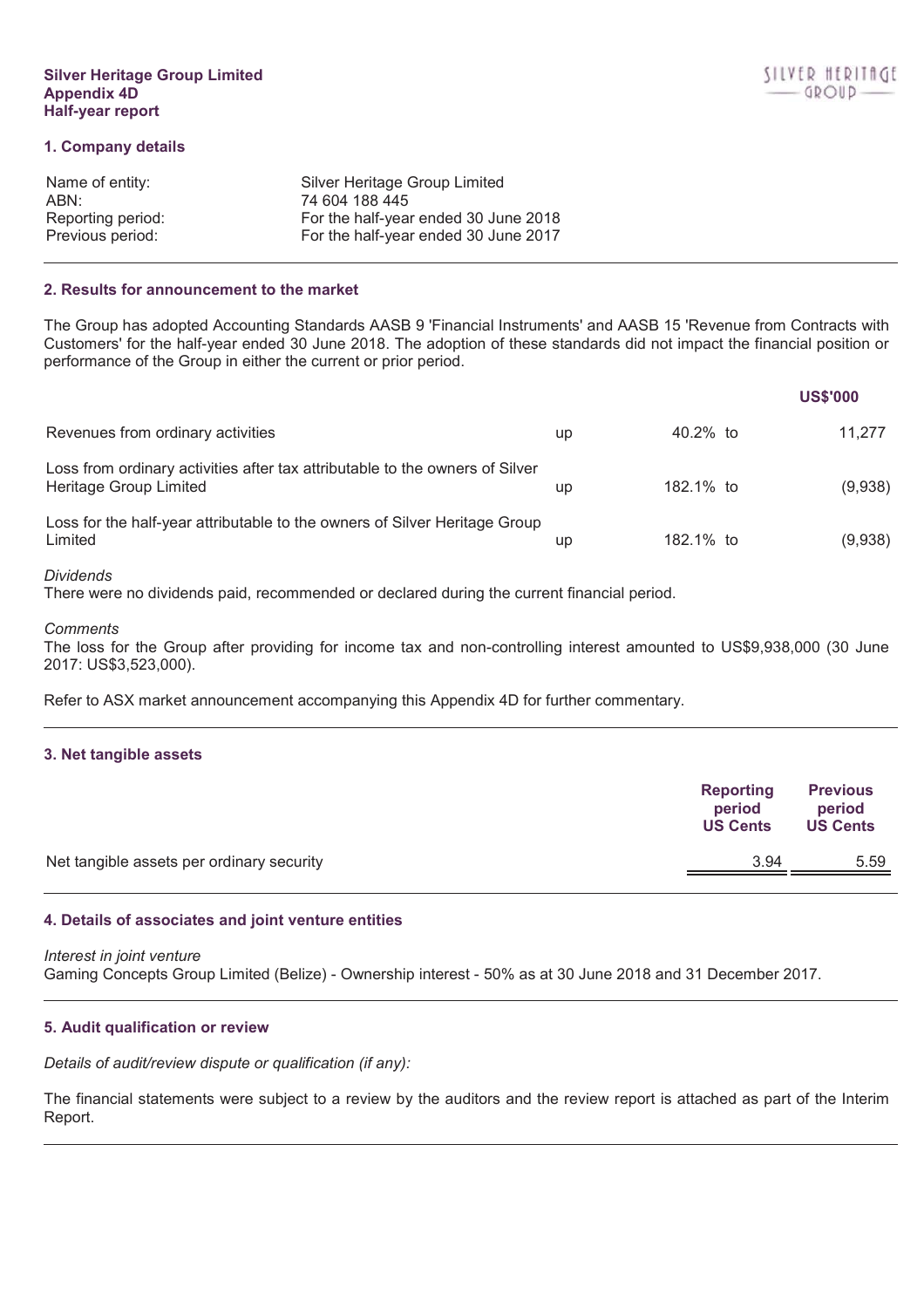**Silver Heritage Group Limited**
**Appendix 4D**
**Half-year report**

## 1. Company details

| | |
|---|---|
| Name of entity: | Silver Heritage Group Limited |
| ABN: | 74 604 188 445 |
| Reporting period: | For the half-year ended 30 June 2018 |
| Previous period: | For the half-year ended 30 June 2017 |

## 2. Results for announcement to the market

The Group has adopted Accounting Standards AASB 9 'Financial Instruments' and AASB 15 'Revenue from Contracts with Customers' for the half-year ended 30 June 2018. The adoption of these standards did not impact the financial position or performance of the Group in either the current or prior period.

| | | | | US$'000 |
|---|---|---|---|---|
| Revenues from ordinary activities | up | 40.2% | to | 11,277 |
| Loss from ordinary activities after tax attributable to the owners of Silver Heritage Group Limited | up | 182.1% | to | (9,938) |
| Loss for the half-year attributable to the owners of Silver Heritage Group Limited | up | 182.1% | to | (9,938) |

*Dividends*
There were no dividends paid, recommended or declared during the current financial period.

*Comments*
The loss for the Group after providing for income tax and non-controlling interest amounted to US$9,938,000 (30 June 2017: US$3,523,000).

Refer to ASX market announcement accompanying this Appendix 4D for further commentary.

## 3. Net tangible assets

| | Reporting period US Cents | Previous period US Cents |
|---|---|---|
| Net tangible assets per ordinary security | 3.94 | 5.59 |

## 4. Details of associates and joint venture entities

*Interest in joint venture*
Gaming Concepts Group Limited (Belize) - Ownership interest - 50% as at 30 June 2018 and 31 December 2017.

## 5. Audit qualification or review

*Details of audit/review dispute or qualification (if any):*

The financial statements were subject to a review by the auditors and the review report is attached as part of the Interim Report.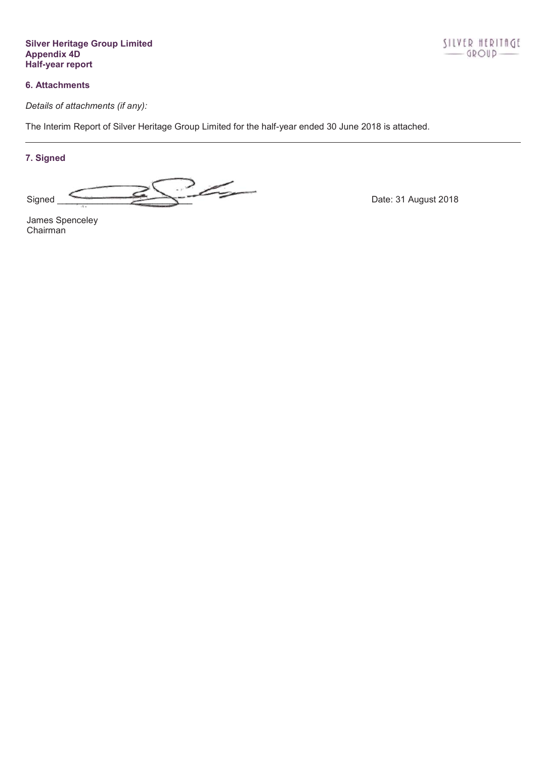## 6. Attachments

*Details of attachments (if any):*

The Interim Report of Silver Heritage Group Limited for the half-year ended 30 June 2018 is attached.

---

## 7. Signed

Signed ___________________________ Date: 31 August 2018

James Spenceley
Chairman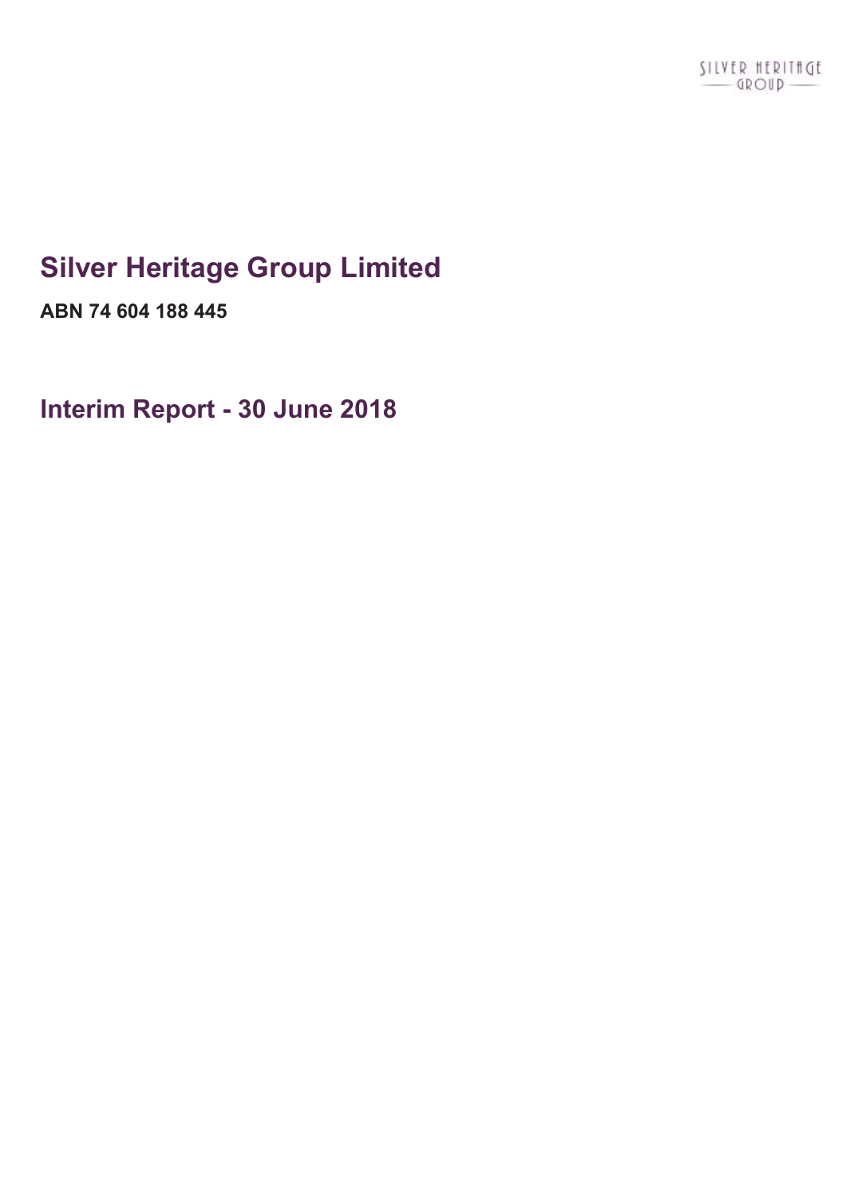# Silver Heritage Group Limited

**ABN 74 604 188 445**

## Interim Report - 30 June 2018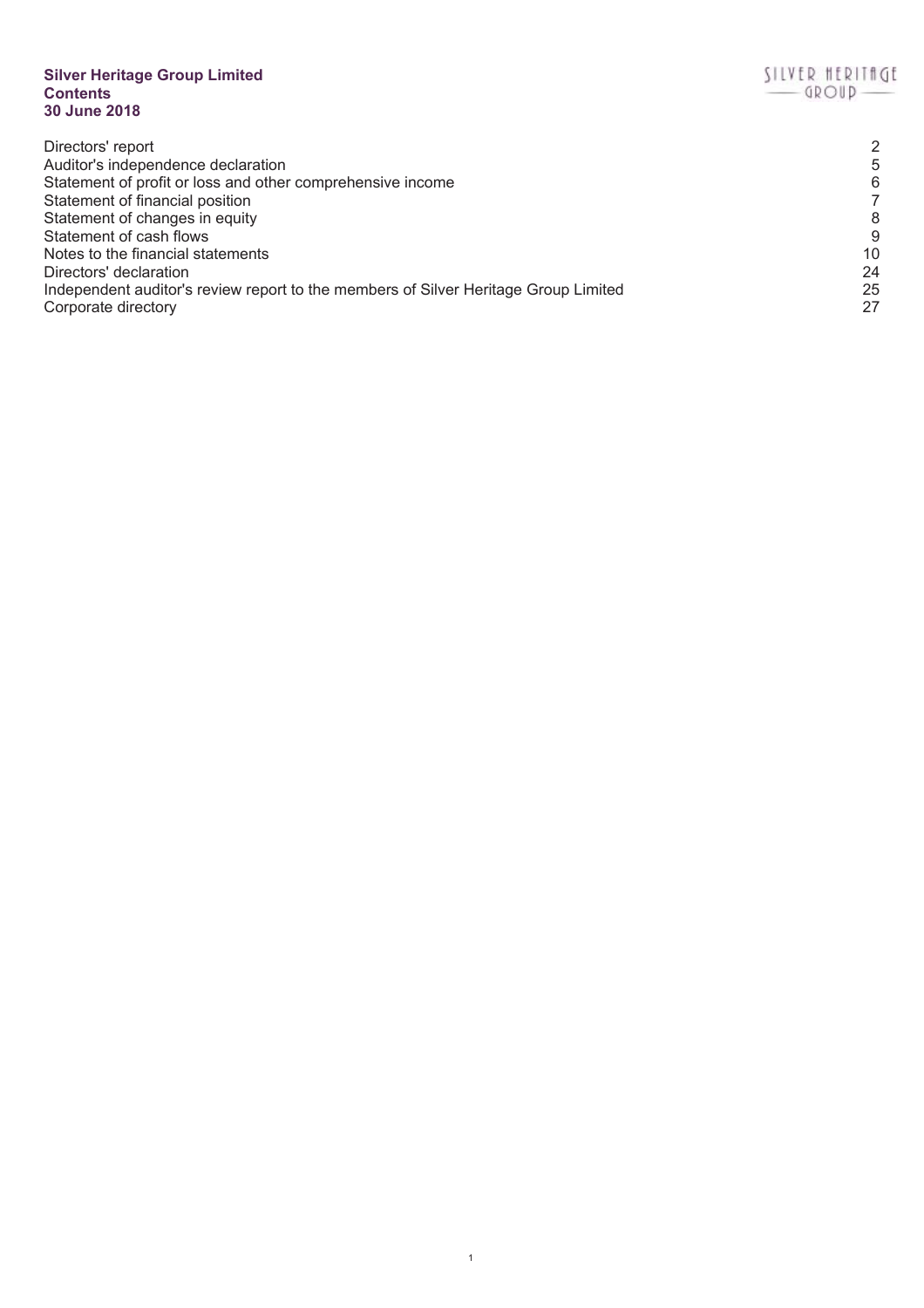**Silver Heritage Group Limited**
**Contents**
**30 June 2018**

| | |
|---|---|
| Directors' report | 2 |
| Auditor's independence declaration | 5 |
| Statement of profit or loss and other comprehensive income | 6 |
| Statement of financial position | 7 |
| Statement of changes in equity | 8 |
| Statement of cash flows | 9 |
| Notes to the financial statements | 10 |
| Directors' declaration | 24 |
| Independent auditor's review report to the members of Silver Heritage Group Limited | 25 |
| Corporate directory | 27 |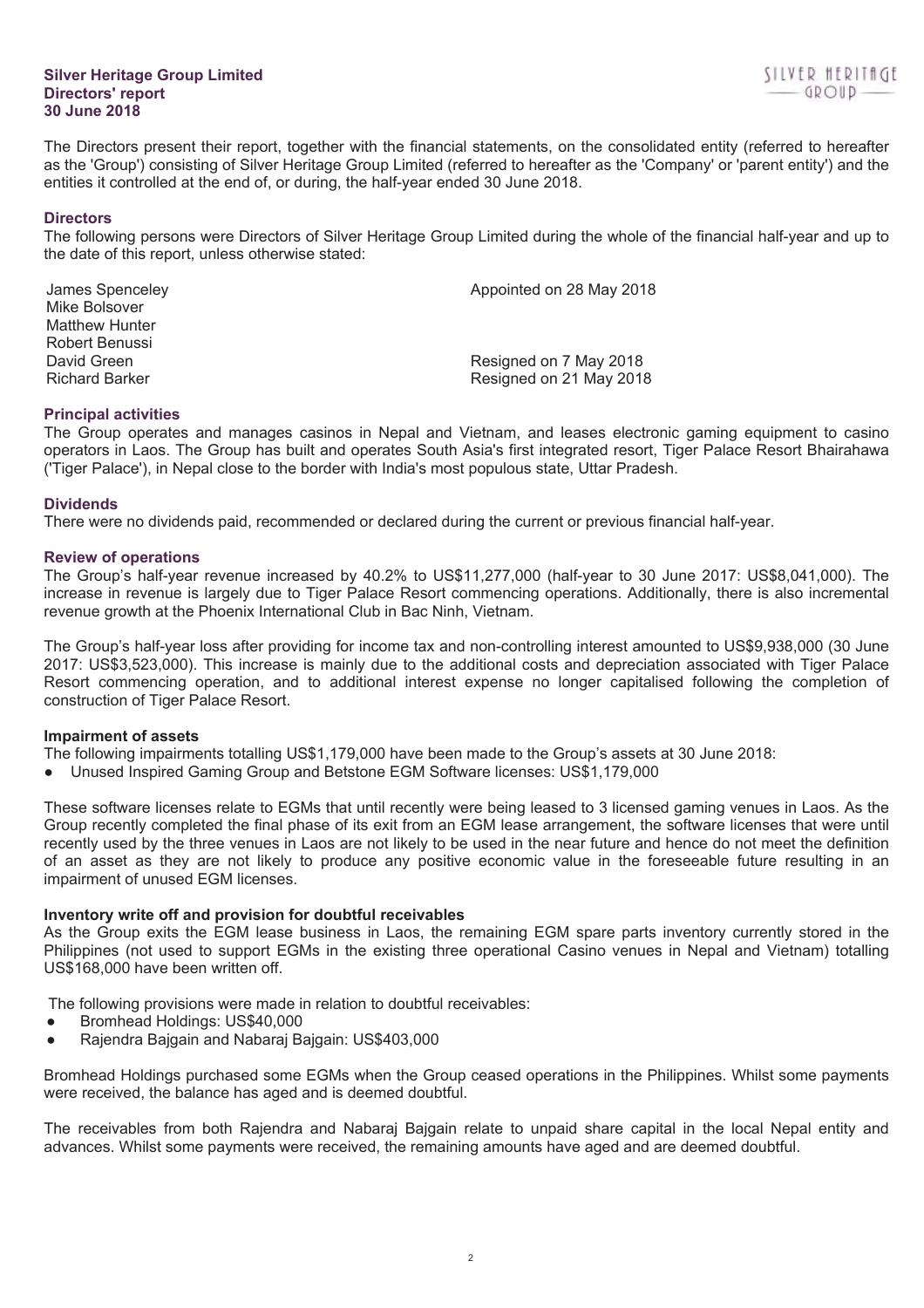**Silver Heritage Group Limited**
**Directors' report**
**30 June 2018**

The Directors present their report, together with the financial statements, on the consolidated entity (referred to hereafter as the 'Group') consisting of Silver Heritage Group Limited (referred to hereafter as the 'Company' or 'parent entity') and the entities it controlled at the end of, or during, the half-year ended 30 June 2018.

## Directors

The following persons were Directors of Silver Heritage Group Limited during the whole of the financial half-year and up to the date of this report, unless otherwise stated:

| | |
|---|---|
| James Spenceley | Appointed on 28 May 2018 |
| Mike Bolsover | |
| Matthew Hunter | |
| Robert Benussi | |
| David Green | Resigned on 7 May 2018 |
| Richard Barker | Resigned on 21 May 2018 |

## Principal activities

The Group operates and manages casinos in Nepal and Vietnam, and leases electronic gaming equipment to casino operators in Laos. The Group has built and operates South Asia's first integrated resort, Tiger Palace Resort Bhairahawa ('Tiger Palace'), in Nepal close to the border with India's most populous state, Uttar Pradesh.

## Dividends

There were no dividends paid, recommended or declared during the current or previous financial half-year.

## Review of operations

The Group's half-year revenue increased by 40.2% to US$11,277,000 (half-year to 30 June 2017: US$8,041,000). The increase in revenue is largely due to Tiger Palace Resort commencing operations. Additionally, there is also incremental revenue growth at the Phoenix International Club in Bac Ninh, Vietnam.

The Group's half-year loss after providing for income tax and non-controlling interest amounted to US$9,938,000 (30 June 2017: US$3,523,000). This increase is mainly due to the additional costs and depreciation associated with Tiger Palace Resort commencing operation, and to additional interest expense no longer capitalised following the completion of construction of Tiger Palace Resort.

### Impairment of assets

The following impairments totalling US$1,179,000 have been made to the Group's assets at 30 June 2018:

- Unused Inspired Gaming Group and Betstone EGM Software licenses: US$1,179,000

These software licenses relate to EGMs that until recently were being leased to 3 licensed gaming venues in Laos. As the Group recently completed the final phase of its exit from an EGM lease arrangement, the software licenses that were until recently used by the three venues in Laos are not likely to be used in the near future and hence do not meet the definition of an asset as they are not likely to produce any positive economic value in the foreseeable future resulting in an impairment of unused EGM licenses.

### Inventory write off and provision for doubtful receivables

As the Group exits the EGM lease business in Laos, the remaining EGM spare parts inventory currently stored in the Philippines (not used to support EGMs in the existing three operational Casino venues in Nepal and Vietnam) totalling US$168,000 have been written off.

The following provisions were made in relation to doubtful receivables:

- Bromhead Holdings: US$40,000
- Rajendra Bajgain and Nabaraj Bajgain: US$403,000

Bromhead Holdings purchased some EGMs when the Group ceased operations in the Philippines. Whilst some payments were received, the balance has aged and is deemed doubtful.

The receivables from both Rajendra and Nabaraj Bajgain relate to unpaid share capital in the local Nepal entity and advances. Whilst some payments were received, the remaining amounts have aged and are deemed doubtful.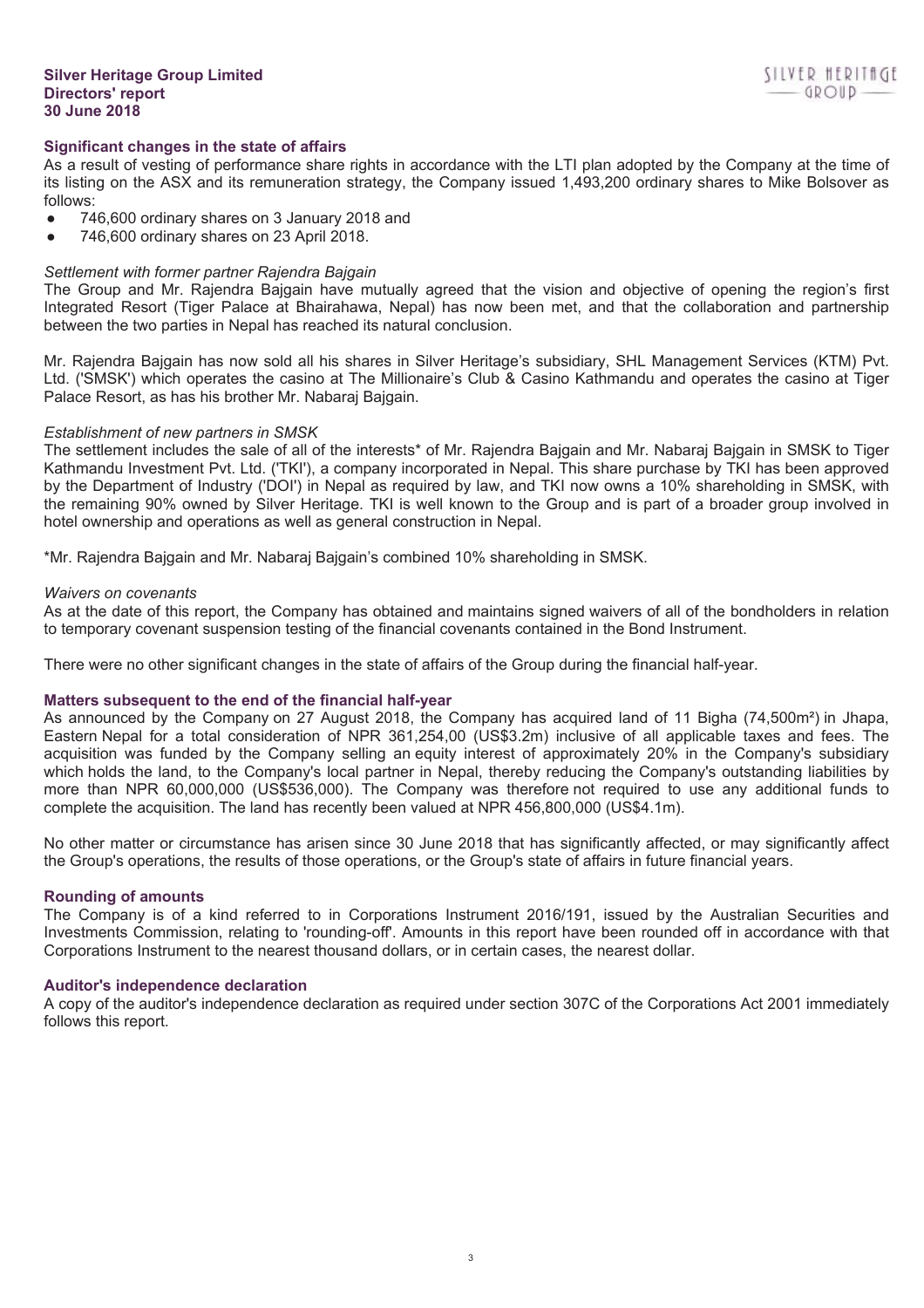## Significant changes in the state of affairs

As a result of vesting of performance share rights in accordance with the LTI plan adopted by the Company at the time of its listing on the ASX and its remuneration strategy, the Company issued 1,493,200 ordinary shares to Mike Bolsover as follows:

- 746,600 ordinary shares on 3 January 2018 and
- 746,600 ordinary shares on 23 April 2018.

*Settlement with former partner Rajendra Bajgain*

The Group and Mr. Rajendra Bajgain have mutually agreed that the vision and objective of opening the region's first Integrated Resort (Tiger Palace at Bhairahawa, Nepal) has now been met, and that the collaboration and partnership between the two parties in Nepal has reached its natural conclusion.

Mr. Rajendra Bajgain has now sold all his shares in Silver Heritage's subsidiary, SHL Management Services (KTM) Pvt. Ltd. ('SMSK') which operates the casino at The Millionaire's Club & Casino Kathmandu and operates the casino at Tiger Palace Resort, as has his brother Mr. Nabaraj Bajgain.

*Establishment of new partners in SMSK*

The settlement includes the sale of all of the interests* of Mr. Rajendra Bajgain and Mr. Nabaraj Bajgain in SMSK to Tiger Kathmandu Investment Pvt. Ltd. ('TKI'), a company incorporated in Nepal. This share purchase by TKI has been approved by the Department of Industry ('DOI') in Nepal as required by law, and TKI now owns a 10% shareholding in SMSK, with the remaining 90% owned by Silver Heritage. TKI is well known to the Group and is part of a broader group involved in hotel ownership and operations as well as general construction in Nepal.

*Mr. Rajendra Bajgain and Mr. Nabaraj Bajgain's combined 10% shareholding in SMSK.

*Waivers on covenants*

As at the date of this report, the Company has obtained and maintains signed waivers of all of the bondholders in relation to temporary covenant suspension testing of the financial covenants contained in the Bond Instrument.

There were no other significant changes in the state of affairs of the Group during the financial half-year.

## Matters subsequent to the end of the financial half-year

As announced by the Company on 27 August 2018, the Company has acquired land of 11 Bigha (74,500m²) in Jhapa, Eastern Nepal for a total consideration of NPR 361,254,00 (US$3.2m) inclusive of all applicable taxes and fees. The acquisition was funded by the Company selling an equity interest of approximately 20% in the Company's subsidiary which holds the land, to the Company's local partner in Nepal, thereby reducing the Company's outstanding liabilities by more than NPR 60,000,000 (US$536,000). The Company was therefore not required to use any additional funds to complete the acquisition. The land has recently been valued at NPR 456,800,000 (US$4.1m).

No other matter or circumstance has arisen since 30 June 2018 that has significantly affected, or may significantly affect the Group's operations, the results of those operations, or the Group's state of affairs in future financial years.

## Rounding of amounts

The Company is of a kind referred to in Corporations Instrument 2016/191, issued by the Australian Securities and Investments Commission, relating to 'rounding-off'. Amounts in this report have been rounded off in accordance with that Corporations Instrument to the nearest thousand dollars, or in certain cases, the nearest dollar.

## Auditor's independence declaration

A copy of the auditor's independence declaration as required under section 307C of the Corporations Act 2001 immediately follows this report.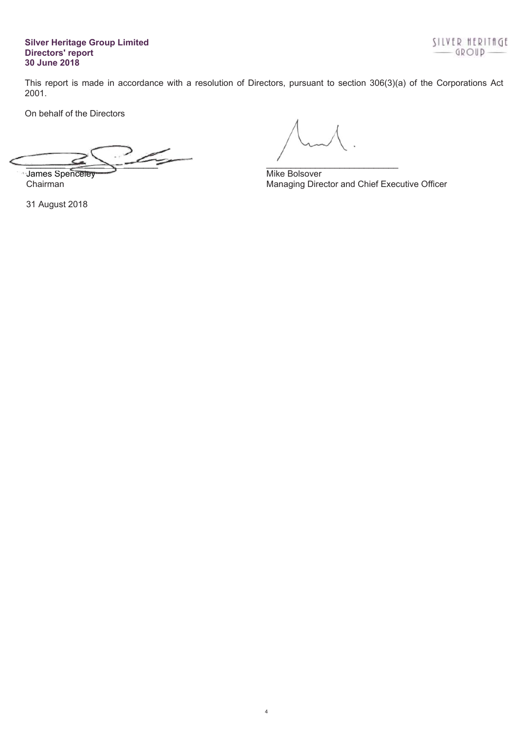This report is made in accordance with a resolution of Directors, pursuant to section 306(3)(a) of the Corporations Act 2001.

On behalf of the Directors

James Spenceley
Chairman

Mike Bolsover
Managing Director and Chief Executive Officer

31 August 2018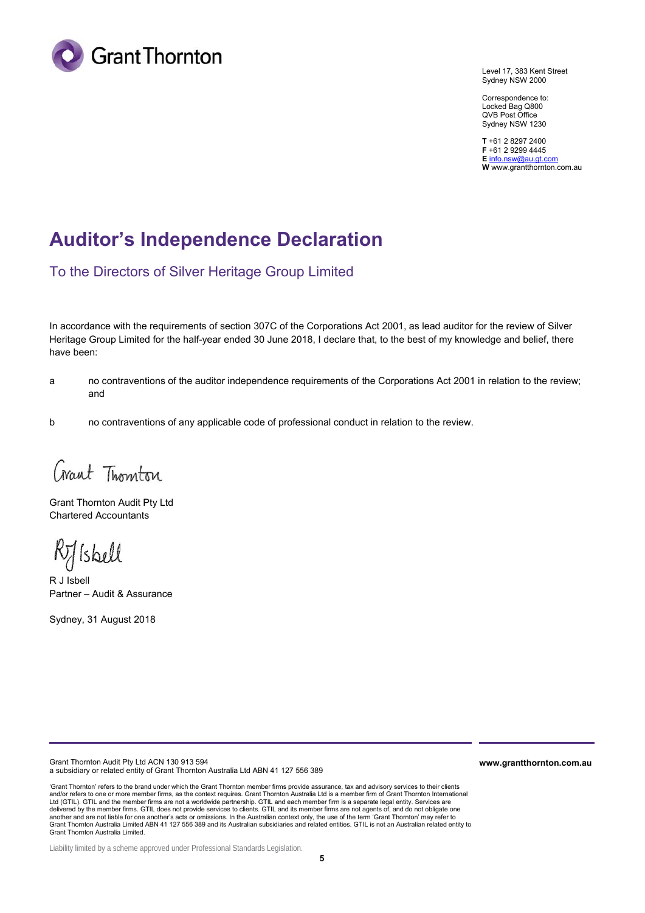Level 17, 383 Kent Street
Sydney NSW 2000

Correspondence to:
Locked Bag Q800
QVB Post Office
Sydney NSW 1230

**T** +61 2 8297 2400
**F** +61 2 9299 4445
**E** info.nsw@au.gt.com
**W** www.grantthornton.com.au

# Auditor's Independence Declaration

## To the Directors of Silver Heritage Group Limited

In accordance with the requirements of section 307C of the Corporations Act 2001, as lead auditor for the review of Silver Heritage Group Limited for the half-year ended 30 June 2018, I declare that, to the best of my knowledge and belief, there have been:

a no contraventions of the auditor independence requirements of the Corporations Act 2001 in relation to the review; and

b no contraventions of any applicable code of professional conduct in relation to the review.

Grant Thornton

Grant Thornton Audit Pty Ltd
Chartered Accountants

RJ Isbell

R J Isbell
Partner – Audit & Assurance

Sydney, 31 August 2018

Grant Thornton Audit Pty Ltd ACN 130 913 594
a subsidiary or related entity of Grant Thornton Australia Ltd ABN 41 127 556 389

**www.grantthornton.com.au**

'Grant Thornton' refers to the brand under which the Grant Thornton member firms provide assurance, tax and advisory services to their clients and/or refers to one or more member firms, as the context requires. Grant Thornton Australia Ltd is a member firm of Grant Thornton International Ltd (GTIL). GTIL and the member firms are not a worldwide partnership. GTIL and each member firm is a separate legal entity. Services are delivered by the member firms. GTIL does not provide services to clients. GTIL and its member firms are not agents of, and do not obligate one another and are not liable for one another's acts or omissions. In the Australian context only, the use of the term 'Grant Thornton' may refer to Grant Thornton Australia Limited ABN 41 127 556 389 and its Australian subsidiaries and related entities. GTIL is not an Australian related entity to Grant Thornton Australia Limited.

Liability limited by a scheme approved under Professional Standards Legislation.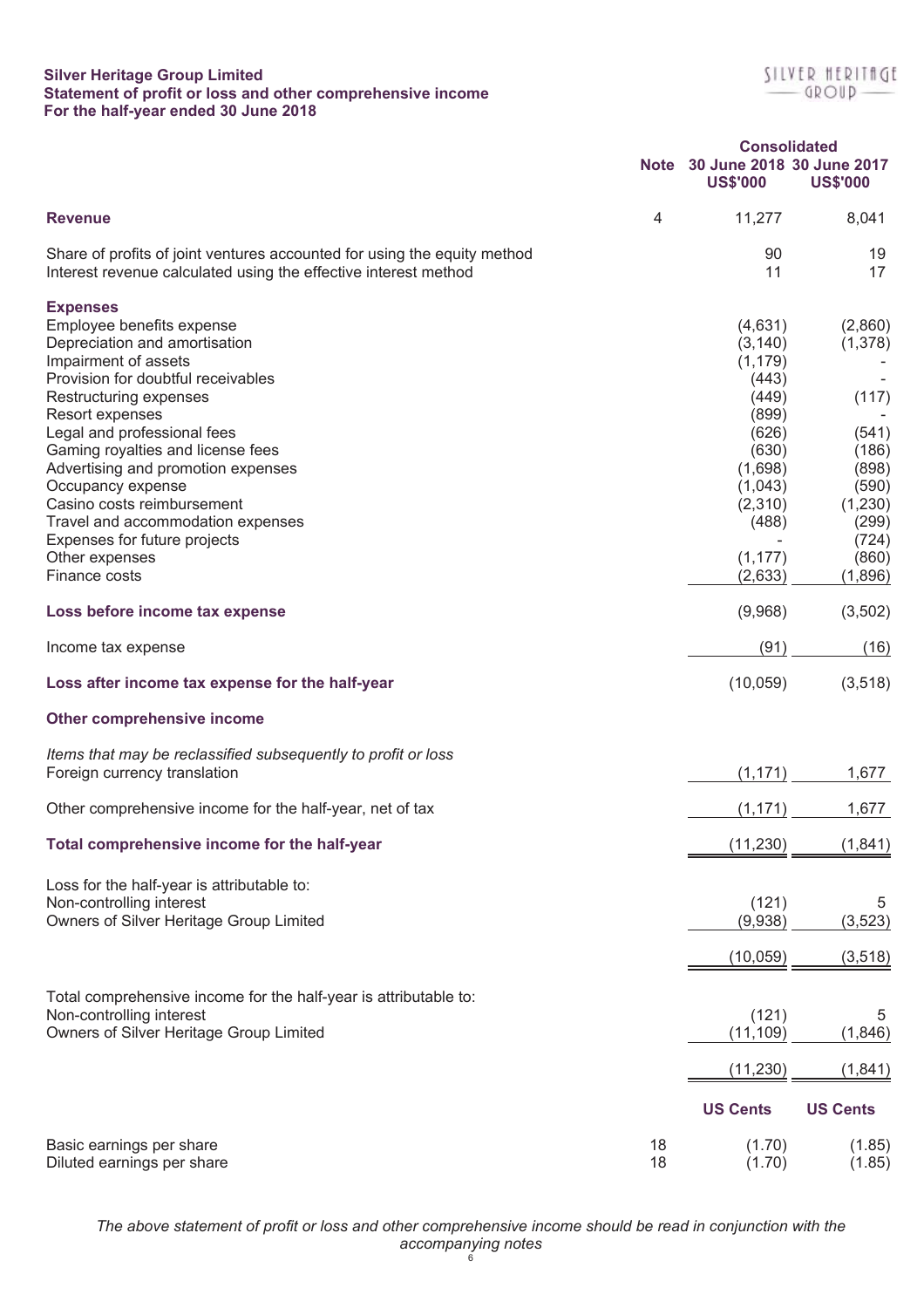**Silver Heritage Group Limited**
**Statement of profit or loss and other comprehensive income**
**For the half-year ended 30 June 2018**

| | Note | Consolidated 30 June 2018 US$'000 | 30 June 2017 US$'000 |
|---|---|---|---|
| **Revenue** | 4 | 11,277 | 8,041 |
| | | | |
| Share of profits of joint ventures accounted for using the equity method | | 90 | 19 |
| Interest revenue calculated using the effective interest method | | 11 | 17 |
| | | | |
| **Expenses** | | | |
| Employee benefits expense | | (4,631) | (2,860) |
| Depreciation and amortisation | | (3,140) | (1,378) |
| Impairment of assets | | (1,179) | - |
| Provision for doubtful receivables | | (443) | - |
| Restructuring expenses | | (449) | (117) |
| Resort expenses | | (899) | - |
| Legal and professional fees | | (626) | (541) |
| Gaming royalties and license fees | | (630) | (186) |
| Advertising and promotion expenses | | (1,698) | (898) |
| Occupancy expense | | (1,043) | (590) |
| Casino costs reimbursement | | (2,310) | (1,230) |
| Travel and accommodation expenses | | (488) | (299) |
| Expenses for future projects | | - | (724) |
| Other expenses | | (1,177) | (860) |
| Finance costs | | (2,633) | (1,896) |
| | | | |
| **Loss before income tax expense** | | (9,968) | (3,502) |
| | | | |
| Income tax expense | | (91) | (16) |
| | | | |
| **Loss after income tax expense for the half-year** | | (10,059) | (3,518) |
| | | | |
| **Other comprehensive income** | | | |
| | | | |
| *Items that may be reclassified subsequently to profit or loss* | | | |
| Foreign currency translation | | (1,171) | 1,677 |
| | | | |
| Other comprehensive income for the half-year, net of tax | | (1,171) | 1,677 |
| | | | |
| **Total comprehensive income for the half-year** | | (11,230) | (1,841) |
| | | | |
| Loss for the half-year is attributable to: | | | |
| Non-controlling interest | | (121) | 5 |
| Owners of Silver Heritage Group Limited | | (9,938) | (3,523) |
| | | (10,059) | (3,518) |
| | | | |
| Total comprehensive income for the half-year is attributable to: | | | |
| Non-controlling interest | | (121) | 5 |
| Owners of Silver Heritage Group Limited | | (11,109) | (1,846) |
| | | (11,230) | (1,841) |
| | | | |
| | | **US Cents** | **US Cents** |
| Basic earnings per share | 18 | (1.70) | (1.85) |
| Diluted earnings per share | 18 | (1.70) | (1.85) |

*The above statement of profit or loss and other comprehensive income should be read in conjunction with the accompanying notes*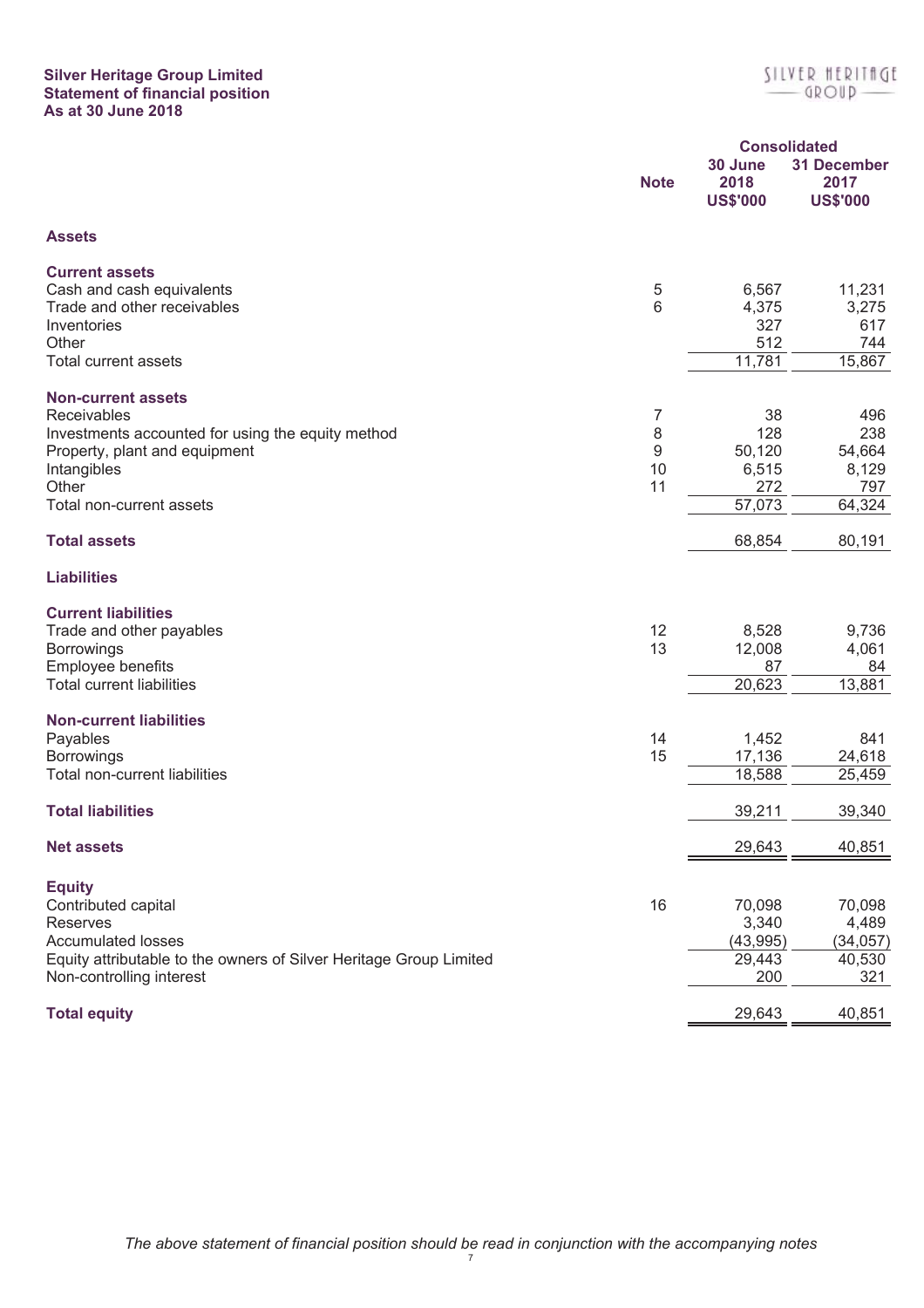**Silver Heritage Group Limited**
**Statement of financial position**
**As at 30 June 2018**

| | Note | Consolidated 30 June 2018 US$'000 | 31 December 2017 US$'000 |
|---|---|---|---|
| **Assets** | | | |
| **Current assets** | | | |
| Cash and cash equivalents | 5 | 6,567 | 11,231 |
| Trade and other receivables | 6 | 4,375 | 3,275 |
| Inventories | | 327 | 617 |
| Other | | 512 | 744 |
| Total current assets | | 11,781 | 15,867 |
| **Non-current assets** | | | |
| Receivables | 7 | 38 | 496 |
| Investments accounted for using the equity method | 8 | 128 | 238 |
| Property, plant and equipment | 9 | 50,120 | 54,664 |
| Intangibles | 10 | 6,515 | 8,129 |
| Other | 11 | 272 | 797 |
| Total non-current assets | | 57,073 | 64,324 |
| **Total assets** | | 68,854 | 80,191 |
| **Liabilities** | | | |
| **Current liabilities** | | | |
| Trade and other payables | 12 | 8,528 | 9,736 |
| Borrowings | 13 | 12,008 | 4,061 |
| Employee benefits | | 87 | 84 |
| Total current liabilities | | 20,623 | 13,881 |
| **Non-current liabilities** | | | |
| Payables | 14 | 1,452 | 841 |
| Borrowings | 15 | 17,136 | 24,618 |
| Total non-current liabilities | | 18,588 | 25,459 |
| **Total liabilities** | | 39,211 | 39,340 |
| **Net assets** | | 29,643 | 40,851 |
| **Equity** | | | |
| Contributed capital | 16 | 70,098 | 70,098 |
| Reserves | | 3,340 | 4,489 |
| Accumulated losses | | (43,995) | (34,057) |
| Equity attributable to the owners of Silver Heritage Group Limited | | 29,443 | 40,530 |
| Non-controlling interest | | 200 | 321 |
| **Total equity** | | 29,643 | 40,851 |

*The above statement of financial position should be read in conjunction with the accompanying notes*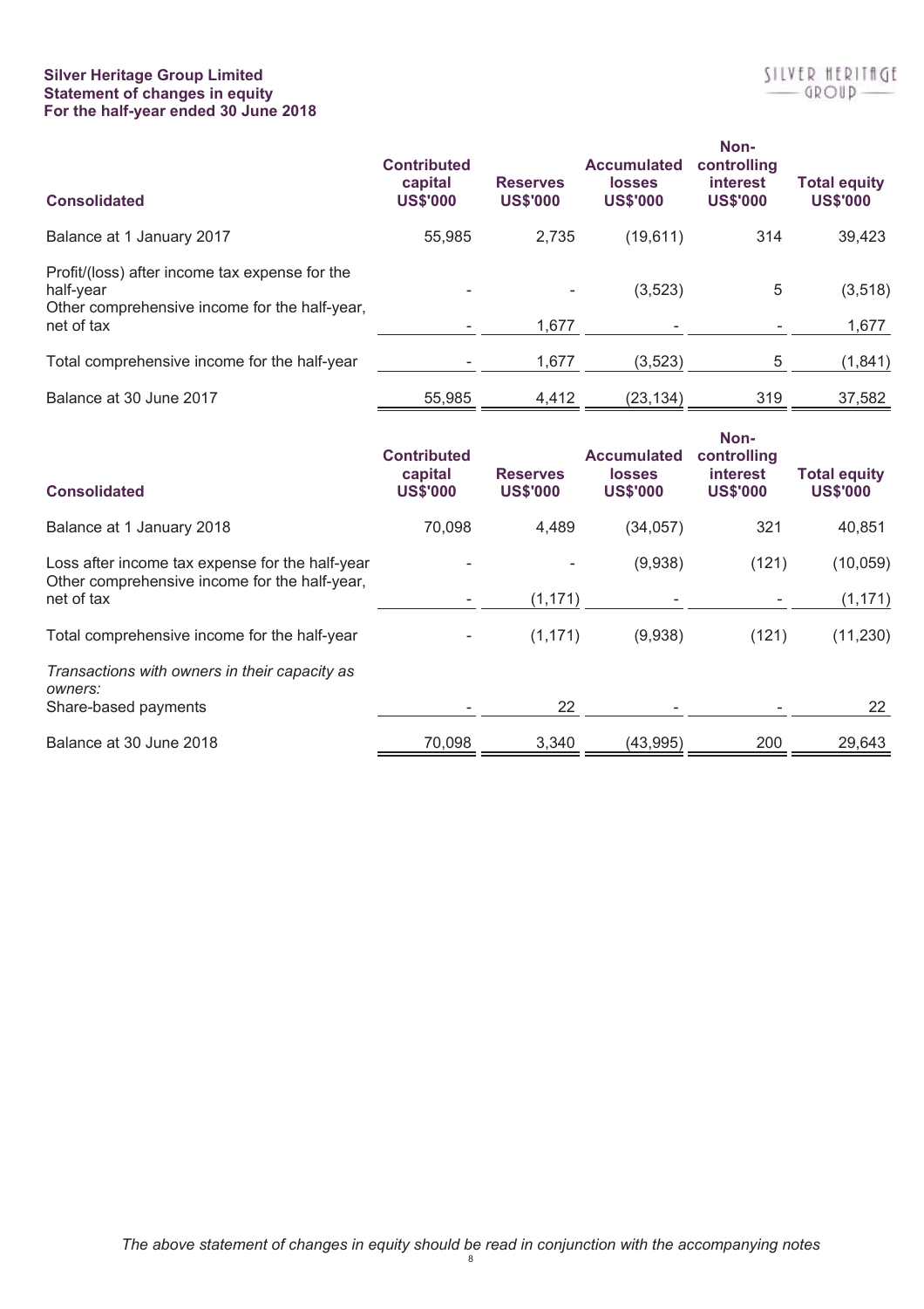**Silver Heritage Group Limited**
**Statement of changes in equity**
**For the half-year ended 30 June 2018**

| Consolidated | Contributed capital US$'000 | Reserves US$'000 | Accumulated losses US$'000 | Non-controlling interest US$'000 | Total equity US$'000 |
|---|---|---|---|---|---|
| Balance at 1 January 2017 | 55,985 | 2,735 | (19,611) | 314 | 39,423 |
| Profit/(loss) after income tax expense for the half-year | - | - | (3,523) | 5 | (3,518) |
| Other comprehensive income for the half-year, net of tax | - | 1,677 | - | - | 1,677 |
| Total comprehensive income for the half-year | - | 1,677 | (3,523) | 5 | (1,841) |
| Balance at 30 June 2017 | 55,985 | 4,412 | (23,134) | 319 | 37,582 |

| Consolidated | Contributed capital US$'000 | Reserves US$'000 | Accumulated losses US$'000 | Non-controlling interest US$'000 | Total equity US$'000 |
|---|---|---|---|---|---|
| Balance at 1 January 2018 | 70,098 | 4,489 | (34,057) | 321 | 40,851 |
| Loss after income tax expense for the half-year | - | - | (9,938) | (121) | (10,059) |
| Other comprehensive income for the half-year, net of tax | - | (1,171) | - | - | (1,171) |
| Total comprehensive income for the half-year | - | (1,171) | (9,938) | (121) | (11,230) |
| *Transactions with owners in their capacity as owners:* | | | | | |
| Share-based payments | - | 22 | - | - | 22 |
| Balance at 30 June 2018 | 70,098 | 3,340 | (43,995) | 200 | 29,643 |

*The above statement of changes in equity should be read in conjunction with the accompanying notes*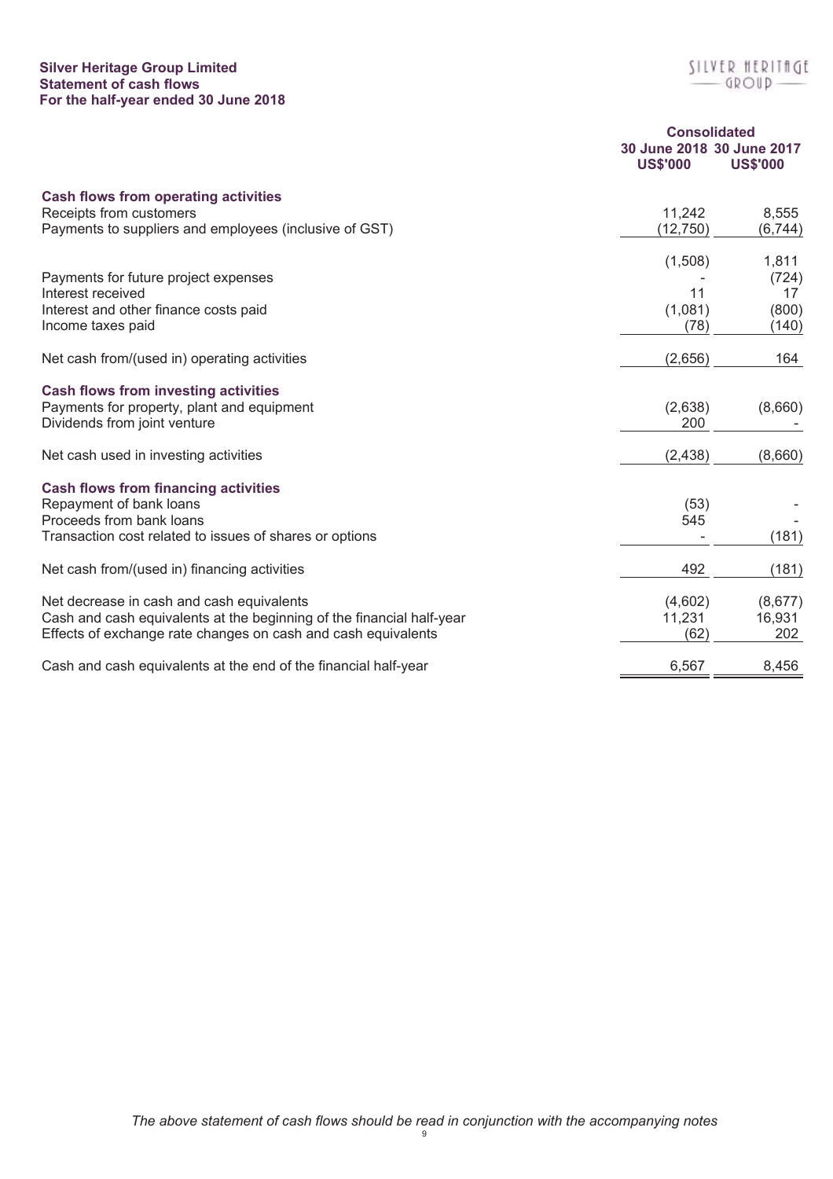**Silver Heritage Group Limited**
**Statement of cash flows**
**For the half-year ended 30 June 2018**

| | Consolidated | |
|---|---|---|
| | 30 June 2018 US$'000 | 30 June 2017 US$'000 |
| **Cash flows from operating activities** | | |
| Receipts from customers | 11,242 | 8,555 |
| Payments to suppliers and employees (inclusive of GST) | (12,750) | (6,744) |
| | (1,508) | 1,811 |
| Payments for future project expenses | - | (724) |
| Interest received | 11 | 17 |
| Interest and other finance costs paid | (1,081) | (800) |
| Income taxes paid | (78) | (140) |
| Net cash from/(used in) operating activities | (2,656) | 164 |
| **Cash flows from investing activities** | | |
| Payments for property, plant and equipment | (2,638) | (8,660) |
| Dividends from joint venture | 200 | - |
| Net cash used in investing activities | (2,438) | (8,660) |
| **Cash flows from financing activities** | | |
| Repayment of bank loans | (53) | - |
| Proceeds from bank loans | 545 | - |
| Transaction cost related to issues of shares or options | - | (181) |
| Net cash from/(used in) financing activities | 492 | (181) |
| Net decrease in cash and cash equivalents | (4,602) | (8,677) |
| Cash and cash equivalents at the beginning of the financial half-year | 11,231 | 16,931 |
| Effects of exchange rate changes on cash and cash equivalents | (62) | 202 |
| Cash and cash equivalents at the end of the financial half-year | 6,567 | 8,456 |

*The above statement of cash flows should be read in conjunction with the accompanying notes*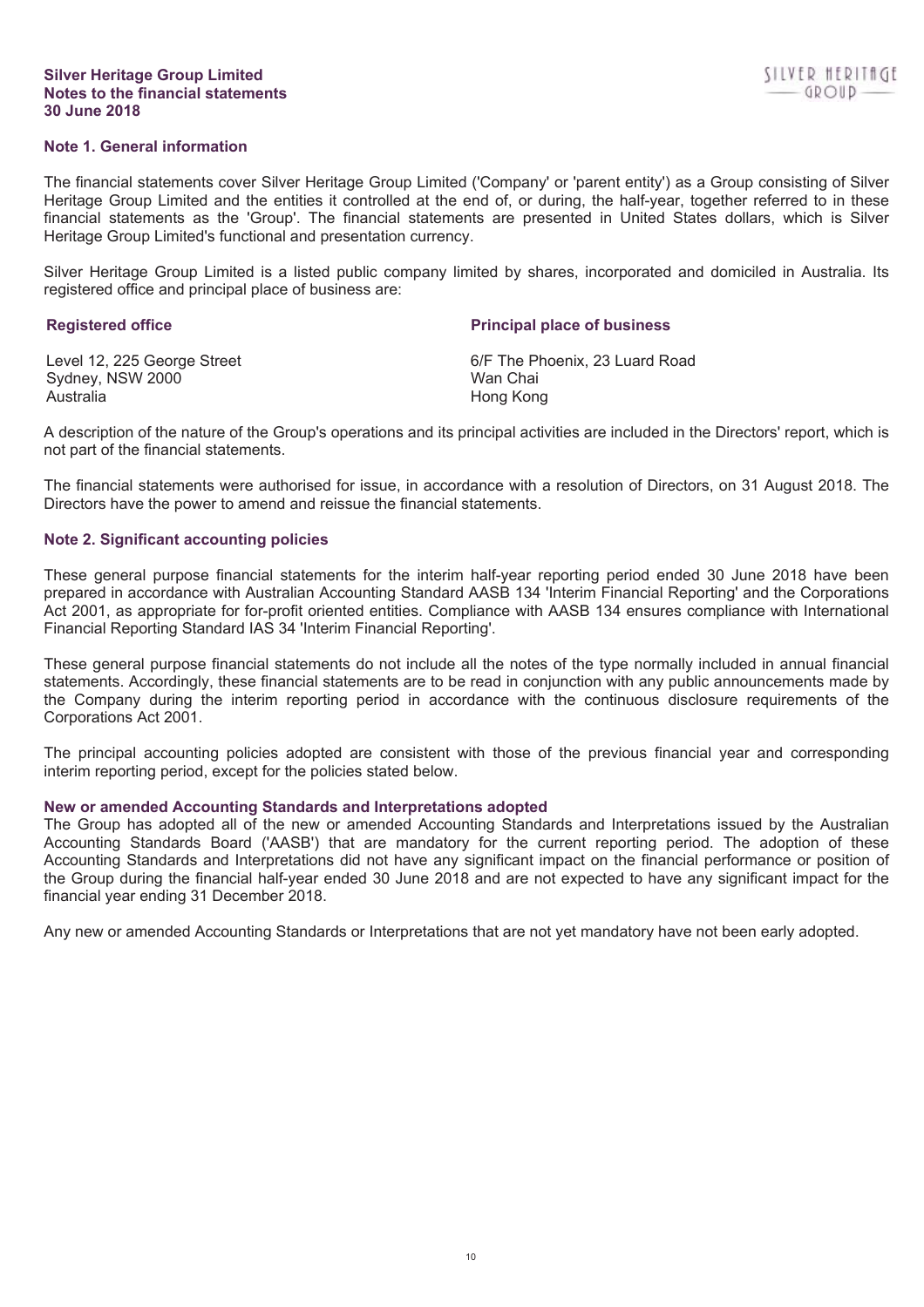**Silver Heritage Group Limited**
**Notes to the financial statements**
**30 June 2018**

## Note 1. General information

The financial statements cover Silver Heritage Group Limited ('Company' or 'parent entity') as a Group consisting of Silver Heritage Group Limited and the entities it controlled at the end of, or during, the half-year, together referred to in these financial statements as the 'Group'. The financial statements are presented in United States dollars, which is Silver Heritage Group Limited's functional and presentation currency.

Silver Heritage Group Limited is a listed public company limited by shares, incorporated and domiciled in Australia. Its registered office and principal place of business are:

| **Registered office** | **Principal place of business** |
|---|---|
| Level 12, 225 George Street<br>Sydney, NSW 2000<br>Australia | 6/F The Phoenix, 23 Luard Road<br>Wan Chai<br>Hong Kong |

A description of the nature of the Group's operations and its principal activities are included in the Directors' report, which is not part of the financial statements.

The financial statements were authorised for issue, in accordance with a resolution of Directors, on 31 August 2018. The Directors have the power to amend and reissue the financial statements.

## Note 2. Significant accounting policies

These general purpose financial statements for the interim half-year reporting period ended 30 June 2018 have been prepared in accordance with Australian Accounting Standard AASB 134 'Interim Financial Reporting' and the Corporations Act 2001, as appropriate for for-profit oriented entities. Compliance with AASB 134 ensures compliance with International Financial Reporting Standard IAS 34 'Interim Financial Reporting'.

These general purpose financial statements do not include all the notes of the type normally included in annual financial statements. Accordingly, these financial statements are to be read in conjunction with any public announcements made by the Company during the interim reporting period in accordance with the continuous disclosure requirements of the Corporations Act 2001.

The principal accounting policies adopted are consistent with those of the previous financial year and corresponding interim reporting period, except for the policies stated below.

### New or amended Accounting Standards and Interpretations adopted

The Group has adopted all of the new or amended Accounting Standards and Interpretations issued by the Australian Accounting Standards Board ('AASB') that are mandatory for the current reporting period. The adoption of these Accounting Standards and Interpretations did not have any significant impact on the financial performance or position of the Group during the financial half-year ended 30 June 2018 and are not expected to have any significant impact for the financial year ending 31 December 2018.

Any new or amended Accounting Standards or Interpretations that are not yet mandatory have not been early adopted.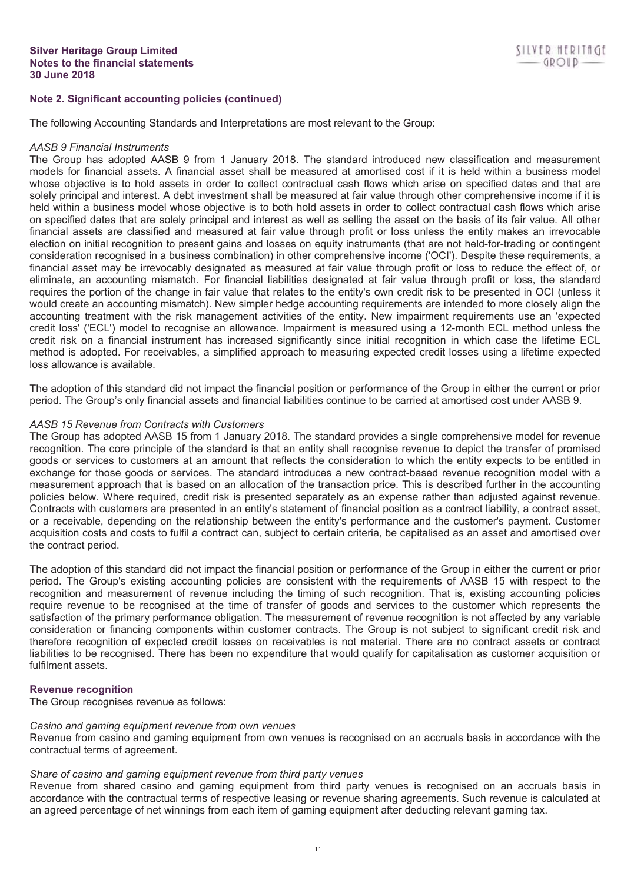## Note 2. Significant accounting policies (continued)

The following Accounting Standards and Interpretations are most relevant to the Group:

*AASB 9 Financial Instruments*

The Group has adopted AASB 9 from 1 January 2018. The standard introduced new classification and measurement models for financial assets. A financial asset shall be measured at amortised cost if it is held within a business model whose objective is to hold assets in order to collect contractual cash flows which arise on specified dates and that are solely principal and interest. A debt investment shall be measured at fair value through other comprehensive income if it is held within a business model whose objective is to both hold assets in order to collect contractual cash flows which arise on specified dates that are solely principal and interest as well as selling the asset on the basis of its fair value. All other financial assets are classified and measured at fair value through profit or loss unless the entity makes an irrevocable election on initial recognition to present gains and losses on equity instruments (that are not held-for-trading or contingent consideration recognised in a business combination) in other comprehensive income ('OCI'). Despite these requirements, a financial asset may be irrevocably designated as measured at fair value through profit or loss to reduce the effect of, or eliminate, an accounting mismatch. For financial liabilities designated at fair value through profit or loss, the standard requires the portion of the change in fair value that relates to the entity's own credit risk to be presented in OCI (unless it would create an accounting mismatch). New simpler hedge accounting requirements are intended to more closely align the accounting treatment with the risk management activities of the entity. New impairment requirements use an 'expected credit loss' ('ECL') model to recognise an allowance. Impairment is measured using a 12-month ECL method unless the credit risk on a financial instrument has increased significantly since initial recognition in which case the lifetime ECL method is adopted. For receivables, a simplified approach to measuring expected credit losses using a lifetime expected loss allowance is available.

The adoption of this standard did not impact the financial position or performance of the Group in either the current or prior period. The Group's only financial assets and financial liabilities continue to be carried at amortised cost under AASB 9.

*AASB 15 Revenue from Contracts with Customers*

The Group has adopted AASB 15 from 1 January 2018. The standard provides a single comprehensive model for revenue recognition. The core principle of the standard is that an entity shall recognise revenue to depict the transfer of promised goods or services to customers at an amount that reflects the consideration to which the entity expects to be entitled in exchange for those goods or services. The standard introduces a new contract-based revenue recognition model with a measurement approach that is based on an allocation of the transaction price. This is described further in the accounting policies below. Where required, credit risk is presented separately as an expense rather than adjusted against revenue. Contracts with customers are presented in an entity's statement of financial position as a contract liability, a contract asset, or a receivable, depending on the relationship between the entity's performance and the customer's payment. Customer acquisition costs and costs to fulfil a contract can, subject to certain criteria, be capitalised as an asset and amortised over the contract period.

The adoption of this standard did not impact the financial position or performance of the Group in either the current or prior period. The Group's existing accounting policies are consistent with the requirements of AASB 15 with respect to the recognition and measurement of revenue including the timing of such recognition. That is, existing accounting policies require revenue to be recognised at the time of transfer of goods and services to the customer which represents the satisfaction of the primary performance obligation. The measurement of revenue recognition is not affected by any variable consideration or financing components within customer contracts. The Group is not subject to significant credit risk and therefore recognition of expected credit losses on receivables is not material. There are no contract assets or contract liabilities to be recognised. There has been no expenditure that would qualify for capitalisation as customer acquisition or fulfilment assets.

### Revenue recognition

The Group recognises revenue as follows:

*Casino and gaming equipment revenue from own venues*

Revenue from casino and gaming equipment from own venues is recognised on an accruals basis in accordance with the contractual terms of agreement.

*Share of casino and gaming equipment revenue from third party venues*

Revenue from shared casino and gaming equipment from third party venues is recognised on an accruals basis in accordance with the contractual terms of respective leasing or revenue sharing agreements. Such revenue is calculated at an agreed percentage of net winnings from each item of gaming equipment after deducting relevant gaming tax.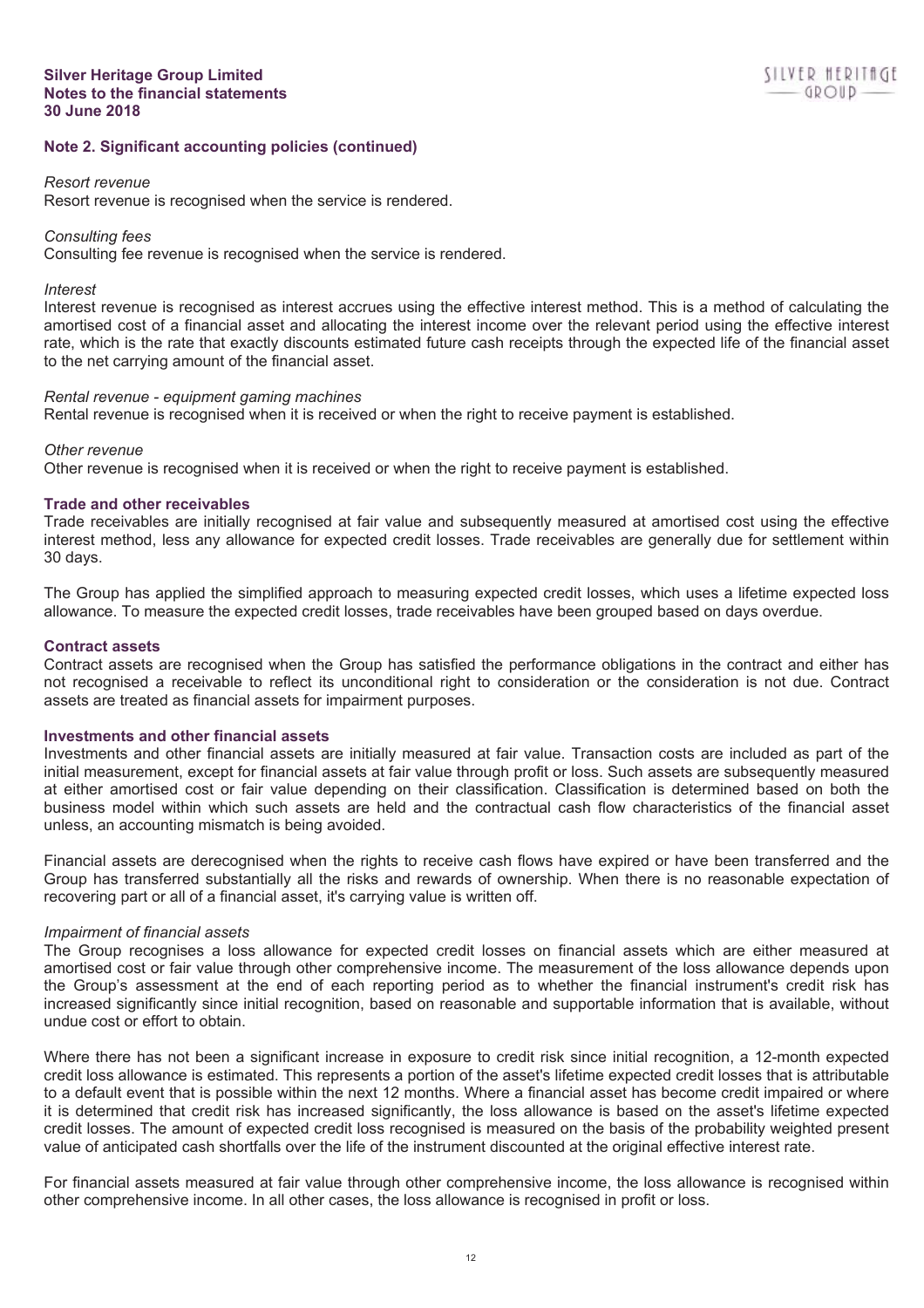## Note 2. Significant accounting policies (continued)

*Resort revenue*
Resort revenue is recognised when the service is rendered.

*Consulting fees*
Consulting fee revenue is recognised when the service is rendered.

*Interest*
Interest revenue is recognised as interest accrues using the effective interest method. This is a method of calculating the amortised cost of a financial asset and allocating the interest income over the relevant period using the effective interest rate, which is the rate that exactly discounts estimated future cash receipts through the expected life of the financial asset to the net carrying amount of the financial asset.

*Rental revenue - equipment gaming machines*
Rental revenue is recognised when it is received or when the right to receive payment is established.

*Other revenue*
Other revenue is recognised when it is received or when the right to receive payment is established.

### Trade and other receivables

Trade receivables are initially recognised at fair value and subsequently measured at amortised cost using the effective interest method, less any allowance for expected credit losses. Trade receivables are generally due for settlement within 30 days.

The Group has applied the simplified approach to measuring expected credit losses, which uses a lifetime expected loss allowance. To measure the expected credit losses, trade receivables have been grouped based on days overdue.

### Contract assets

Contract assets are recognised when the Group has satisfied the performance obligations in the contract and either has not recognised a receivable to reflect its unconditional right to consideration or the consideration is not due. Contract assets are treated as financial assets for impairment purposes.

### Investments and other financial assets

Investments and other financial assets are initially measured at fair value. Transaction costs are included as part of the initial measurement, except for financial assets at fair value through profit or loss. Such assets are subsequently measured at either amortised cost or fair value depending on their classification. Classification is determined based on both the business model within which such assets are held and the contractual cash flow characteristics of the financial asset unless, an accounting mismatch is being avoided.

Financial assets are derecognised when the rights to receive cash flows have expired or have been transferred and the Group has transferred substantially all the risks and rewards of ownership. When there is no reasonable expectation of recovering part or all of a financial asset, it's carrying value is written off.

*Impairment of financial assets*
The Group recognises a loss allowance for expected credit losses on financial assets which are either measured at amortised cost or fair value through other comprehensive income. The measurement of the loss allowance depends upon the Group's assessment at the end of each reporting period as to whether the financial instrument's credit risk has increased significantly since initial recognition, based on reasonable and supportable information that is available, without undue cost or effort to obtain.

Where there has not been a significant increase in exposure to credit risk since initial recognition, a 12-month expected credit loss allowance is estimated. This represents a portion of the asset's lifetime expected credit losses that is attributable to a default event that is possible within the next 12 months. Where a financial asset has become credit impaired or where it is determined that credit risk has increased significantly, the loss allowance is based on the asset's lifetime expected credit losses. The amount of expected credit loss recognised is measured on the basis of the probability weighted present value of anticipated cash shortfalls over the life of the instrument discounted at the original effective interest rate.

For financial assets measured at fair value through other comprehensive income, the loss allowance is recognised within other comprehensive income. In all other cases, the loss allowance is recognised in profit or loss.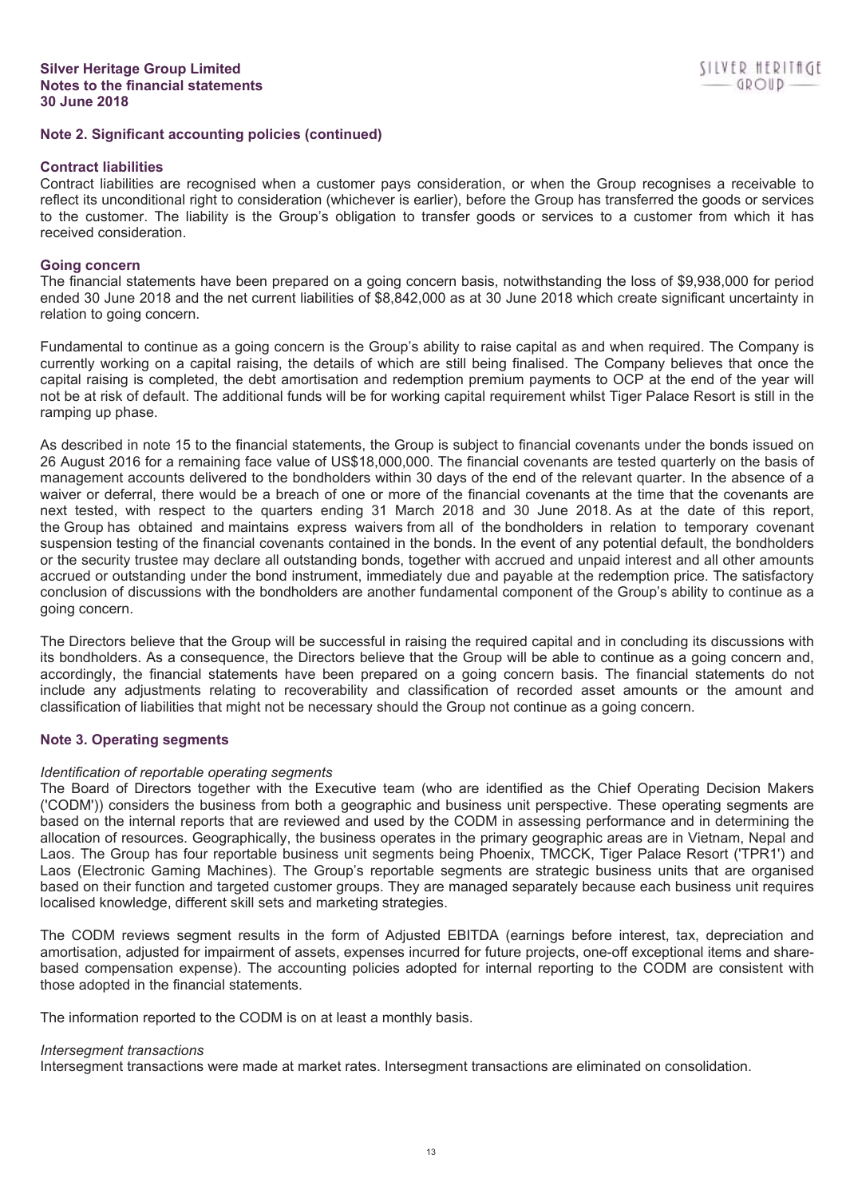## Note 2. Significant accounting policies (continued)

### Contract liabilities

Contract liabilities are recognised when a customer pays consideration, or when the Group recognises a receivable to reflect its unconditional right to consideration (whichever is earlier), before the Group has transferred the goods or services to the customer. The liability is the Group's obligation to transfer goods or services to a customer from which it has received consideration.

### Going concern

The financial statements have been prepared on a going concern basis, notwithstanding the loss of $9,938,000 for period ended 30 June 2018 and the net current liabilities of $8,842,000 as at 30 June 2018 which create significant uncertainty in relation to going concern.

Fundamental to continue as a going concern is the Group's ability to raise capital as and when required. The Company is currently working on a capital raising, the details of which are still being finalised. The Company believes that once the capital raising is completed, the debt amortisation and redemption premium payments to OCP at the end of the year will not be at risk of default. The additional funds will be for working capital requirement whilst Tiger Palace Resort is still in the ramping up phase.

As described in note 15 to the financial statements, the Group is subject to financial covenants under the bonds issued on 26 August 2016 for a remaining face value of US$18,000,000. The financial covenants are tested quarterly on the basis of management accounts delivered to the bondholders within 30 days of the end of the relevant quarter. In the absence of a waiver or deferral, there would be a breach of one or more of the financial covenants at the time that the covenants are next tested, with respect to the quarters ending 31 March 2018 and 30 June 2018. As at the date of this report, the Group has obtained and maintains express waivers from all of the bondholders in relation to temporary covenant suspension testing of the financial covenants contained in the bonds. In the event of any potential default, the bondholders or the security trustee may declare all outstanding bonds, together with accrued and unpaid interest and all other amounts accrued or outstanding under the bond instrument, immediately due and payable at the redemption price. The satisfactory conclusion of discussions with the bondholders are another fundamental component of the Group's ability to continue as a going concern.

The Directors believe that the Group will be successful in raising the required capital and in concluding its discussions with its bondholders. As a consequence, the Directors believe that the Group will be able to continue as a going concern and, accordingly, the financial statements have been prepared on a going concern basis. The financial statements do not include any adjustments relating to recoverability and classification of recorded asset amounts or the amount and classification of liabilities that might not be necessary should the Group not continue as a going concern.

## Note 3. Operating segments

*Identification of reportable operating segments*

The Board of Directors together with the Executive team (who are identified as the Chief Operating Decision Makers ('CODM')) considers the business from both a geographic and business unit perspective. These operating segments are based on the internal reports that are reviewed and used by the CODM in assessing performance and in determining the allocation of resources. Geographically, the business operates in the primary geographic areas are in Vietnam, Nepal and Laos. The Group has four reportable business unit segments being Phoenix, TMCCK, Tiger Palace Resort ('TPR1') and Laos (Electronic Gaming Machines). The Group's reportable segments are strategic business units that are organised based on their function and targeted customer groups. They are managed separately because each business unit requires localised knowledge, different skill sets and marketing strategies.

The CODM reviews segment results in the form of Adjusted EBITDA (earnings before interest, tax, depreciation and amortisation, adjusted for impairment of assets, expenses incurred for future projects, one-off exceptional items and share-based compensation expense). The accounting policies adopted for internal reporting to the CODM are consistent with those adopted in the financial statements.

The information reported to the CODM is on at least a monthly basis.

*Intersegment transactions*

Intersegment transactions were made at market rates. Intersegment transactions are eliminated on consolidation.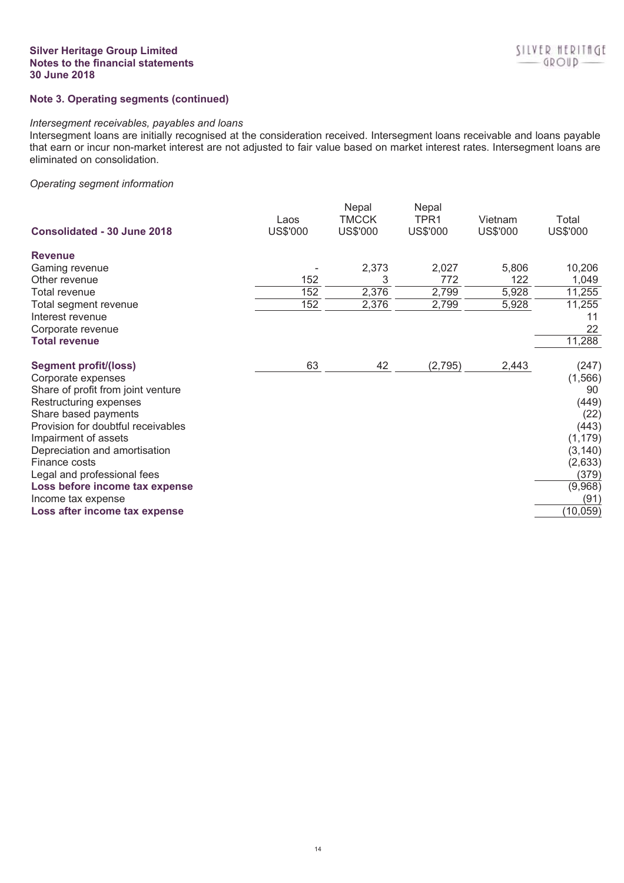### Note 3. Operating segments (continued)

*Intersegment receivables, payables and loans*

Intersegment loans are initially recognised at the consideration received. Intersegment loans receivable and loans payable that earn or incur non-market interest are not adjusted to fair value based on market interest rates. Intersegment loans are eliminated on consolidation.

*Operating segment information*

| Consolidated - 30 June 2018 | Laos US$'000 | Nepal TMCCK US$'000 | Nepal TPR1 US$'000 | Vietnam US$'000 | Total US$'000 |
|---|---|---|---|---|---|
| **Revenue** | | | | | |
| Gaming revenue | - | 2,373 | 2,027 | 5,806 | 10,206 |
| Other revenue | 152 | 3 | 772 | 122 | 1,049 |
| Total revenue | 152 | 2,376 | 2,799 | 5,928 | 11,255 |
| Total segment revenue | 152 | 2,376 | 2,799 | 5,928 | 11,255 |
| Interest revenue | | | | | 11 |
| Corporate revenue | | | | | 22 |
| **Total revenue** | | | | | 11,288 |
| | | | | | |
| **Segment profit/(loss)** | 63 | 42 | (2,795) | 2,443 | (247) |
| Corporate expenses | | | | | (1,566) |
| Share of profit from joint venture | | | | | 90 |
| Restructuring expenses | | | | | (449) |
| Share based payments | | | | | (22) |
| Provision for doubtful receivables | | | | | (443) |
| Impairment of assets | | | | | (1,179) |
| Depreciation and amortisation | | | | | (3,140) |
| Finance costs | | | | | (2,633) |
| Legal and professional fees | | | | | (379) |
| **Loss before income tax expense** | | | | | (9,968) |
| Income tax expense | | | | | (91) |
| **Loss after income tax expense** | | | | | (10,059) |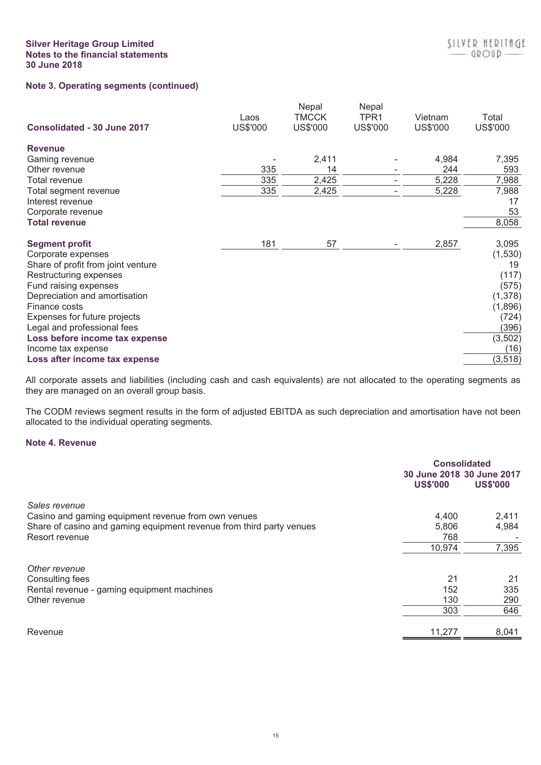## Note 3. Operating segments (continued)

| Consolidated - 30 June 2017 | Laos US$'000 | Nepal TMCCK US$'000 | Nepal TPR1 US$'000 | Vietnam US$'000 | Total US$'000 |
|---|---|---|---|---|---|
| **Revenue** | | | | | |
| Gaming revenue | - | 2,411 | - | 4,984 | 7,395 |
| Other revenue | 335 | 14 | - | 244 | 593 |
| Total revenue | 335 | 2,425 | - | 5,228 | 7,988 |
| Total segment revenue | 335 | 2,425 | - | 5,228 | 7,988 |
| Interest revenue | | | | | 17 |
| Corporate revenue | | | | | 53 |
| **Total revenue** | | | | | 8,058 |
| | | | | | |
| **Segment profit** | 181 | 57 | - | 2,857 | 3,095 |
| Corporate expenses | | | | | (1,530) |
| Share of profit from joint venture | | | | | 19 |
| Restructuring expenses | | | | | (117) |
| Fund raising expenses | | | | | (575) |
| Depreciation and amortisation | | | | | (1,378) |
| Finance costs | | | | | (1,896) |
| Expenses for future projects | | | | | (724) |
| Legal and professional fees | | | | | (396) |
| **Loss before income tax expense** | | | | | (3,502) |
| Income tax expense | | | | | (16) |
| **Loss after income tax expense** | | | | | (3,518) |

All corporate assets and liabilities (including cash and cash equivalents) are not allocated to the operating segments as they are managed on an overall group basis.

The CODM reviews segment results in the form of adjusted EBITDA as such depreciation and amortisation have not been allocated to the individual operating segments.

## Note 4. Revenue

| | Consolidated 30 June 2018 US$'000 | Consolidated 30 June 2017 US$'000 |
|---|---|---|
| *Sales revenue* | | |
| Casino and gaming equipment revenue from own venues | 4,400 | 2,411 |
| Share of casino and gaming equipment revenue from third party venues | 5,806 | 4,984 |
| Resort revenue | 768 | - |
| | 10,974 | 7,395 |
| | | |
| *Other revenue* | | |
| Consulting fees | 21 | 21 |
| Rental revenue - gaming equipment machines | 152 | 335 |
| Other revenue | 130 | 290 |
| | 303 | 646 |
| | | |
| Revenue | 11,277 | 8,041 |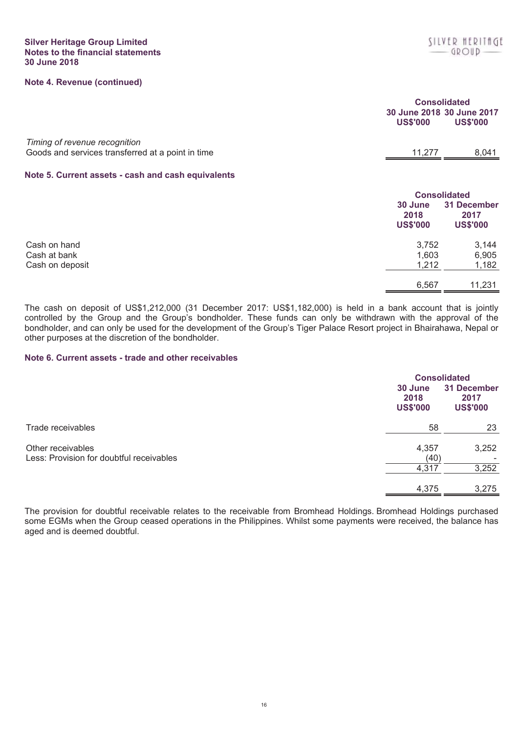**Silver Heritage Group Limited**
**Notes to the financial statements**
**30 June 2018**

## Note 4. Revenue (continued)

| | Consolidated | |
|---|---|---|
| | 30 June 2018 US$'000 | 30 June 2017 US$'000 |
| *Timing of revenue recognition* | | |
| Goods and services transferred at a point in time | 11,277 | 8,041 |

## Note 5. Current assets - cash and cash equivalents

| | Consolidated | |
|---|---|---|
| | 30 June 2018 US$'000 | 31 December 2017 US$'000 |
| Cash on hand | 3,752 | 3,144 |
| Cash at bank | 1,603 | 6,905 |
| Cash on deposit | 1,212 | 1,182 |
| | 6,567 | 11,231 |

The cash on deposit of US$1,212,000 (31 December 2017: US$1,182,000) is held in a bank account that is jointly controlled by the Group and the Group's bondholder. These funds can only be withdrawn with the approval of the bondholder, and can only be used for the development of the Group's Tiger Palace Resort project in Bhairahawa, Nepal or other purposes at the discretion of the bondholder.

## Note 6. Current assets - trade and other receivables

| | Consolidated | |
|---|---|---|
| | 30 June 2018 US$'000 | 31 December 2017 US$'000 |
| Trade receivables | 58 | 23 |
| Other receivables | 4,357 | 3,252 |
| Less: Provision for doubtful receivables | (40) | - |
| | 4,317 | 3,252 |
| | 4,375 | 3,275 |

The provision for doubtful receivable relates to the receivable from Bromhead Holdings. Bromhead Holdings purchased some EGMs when the Group ceased operations in the Philippines. Whilst some payments were received, the balance has aged and is deemed doubtful.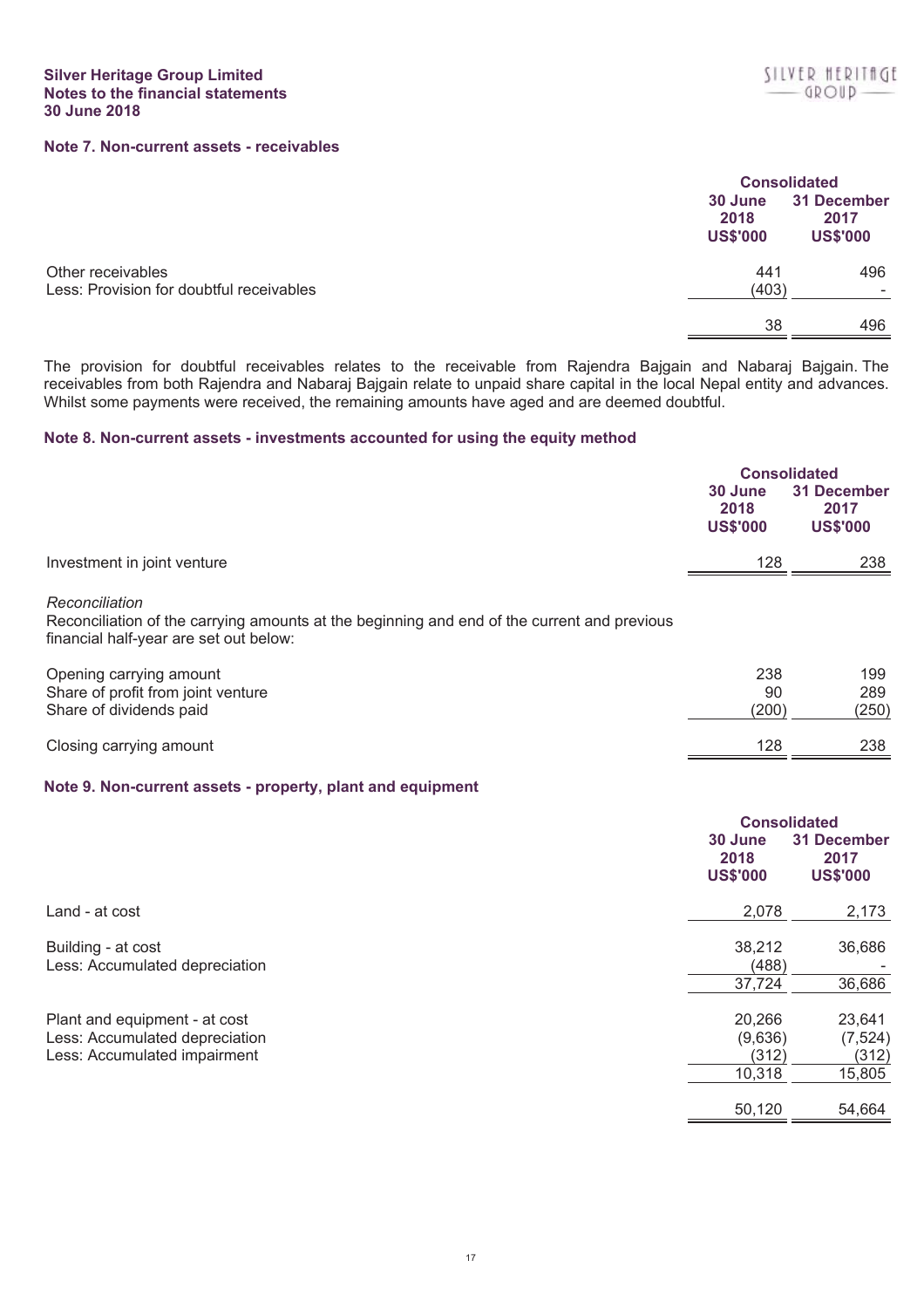Silver Heritage Group Limited
Notes to the financial statements
30 June 2018

## Note 7. Non-current assets - receivables

| | Consolidated | |
|---|---|---|
| | 30 June 2018 US$'000 | 31 December 2017 US$'000 |
| Other receivables | 441 | 496 |
| Less: Provision for doubtful receivables | (403) | - |
| | 38 | 496 |

The provision for doubtful receivables relates to the receivable from Rajendra Bajgain and Nabaraj Bajgain. The receivables from both Rajendra and Nabaraj Bajgain relate to unpaid share capital in the local Nepal entity and advances. Whilst some payments were received, the remaining amounts have aged and are deemed doubtful.

## Note 8. Non-current assets - investments accounted for using the equity method

| | Consolidated | |
|---|---|---|
| | 30 June 2018 US$'000 | 31 December 2017 US$'000 |
| Investment in joint venture | 128 | 238 |

*Reconciliation*
Reconciliation of the carrying amounts at the beginning and end of the current and previous financial half-year are set out below:

| | 30 June 2018 US$'000 | 31 December 2017 US$'000 |
|---|---|---|
| Opening carrying amount | 238 | 199 |
| Share of profit from joint venture | 90 | 289 |
| Share of dividends paid | (200) | (250) |
| Closing carrying amount | 128 | 238 |

## Note 9. Non-current assets - property, plant and equipment

| | Consolidated | |
|---|---|---|
| | 30 June 2018 US$'000 | 31 December 2017 US$'000 |
| Land - at cost | 2,078 | 2,173 |
| | | |
| Building - at cost | 38,212 | 36,686 |
| Less: Accumulated depreciation | (488) | - |
| | 37,724 | 36,686 |
| | | |
| Plant and equipment - at cost | 20,266 | 23,641 |
| Less: Accumulated depreciation | (9,636) | (7,524) |
| Less: Accumulated impairment | (312) | (312) |
| | 10,318 | 15,805 |
| | | |
| | 50,120 | 54,664 |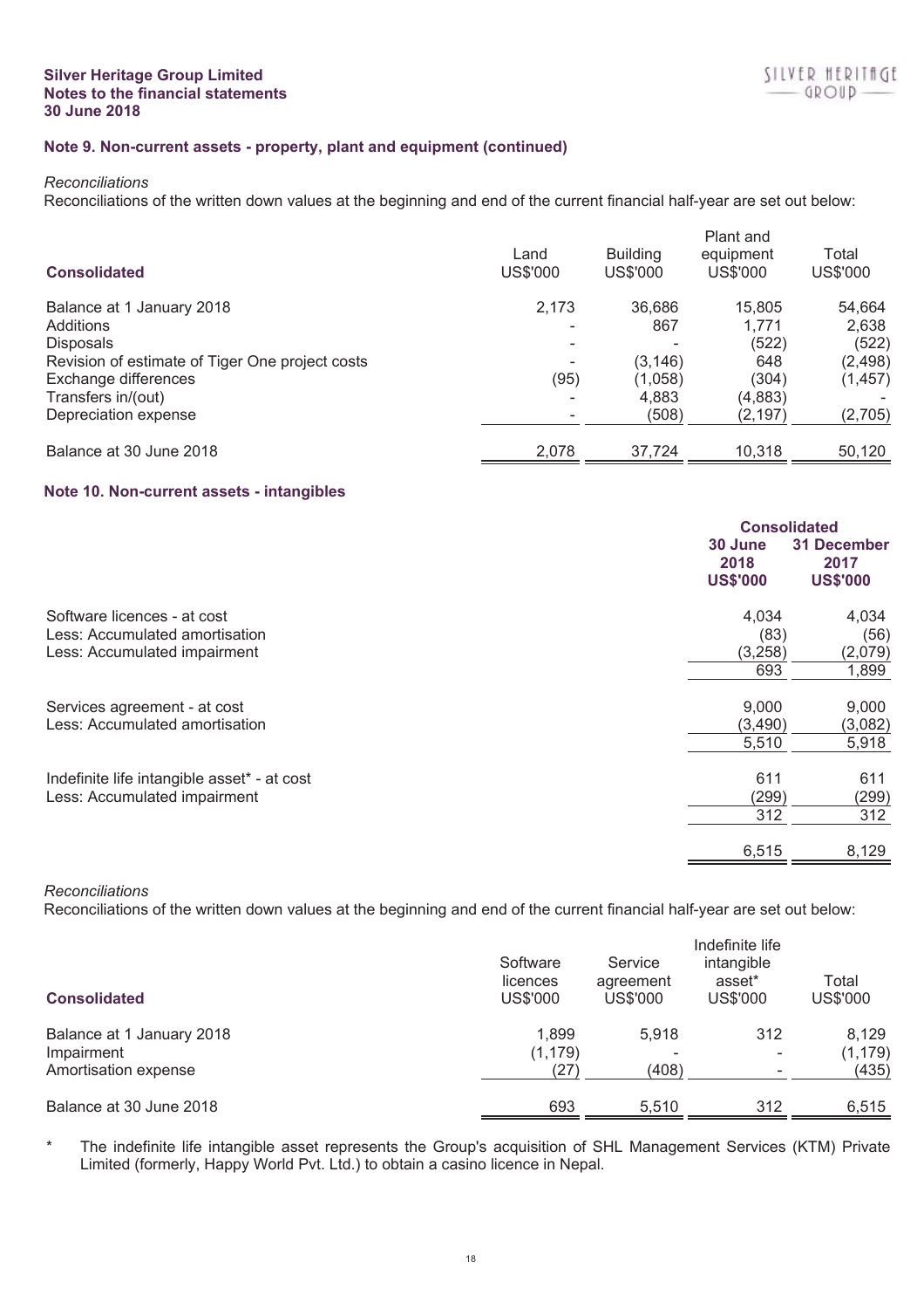## Note 9. Non-current assets - property, plant and equipment (continued)

*Reconciliations*

Reconciliations of the written down values at the beginning and end of the current financial half-year are set out below:

| Consolidated | Land US$'000 | Building US$'000 | Plant and equipment US$'000 | Total US$'000 |
|---|---|---|---|---|
| Balance at 1 January 2018 | 2,173 | 36,686 | 15,805 | 54,664 |
| Additions | - | 867 | 1,771 | 2,638 |
| Disposals | - | - | (522) | (522) |
| Revision of estimate of Tiger One project costs | - | (3,146) | 648 | (2,498) |
| Exchange differences | (95) | (1,058) | (304) | (1,457) |
| Transfers in/(out) | - | 4,883 | (4,883) | - |
| Depreciation expense | - | (508) | (2,197) | (2,705) |
| Balance at 30 June 2018 | 2,078 | 37,724 | 10,318 | 50,120 |

## Note 10. Non-current assets - intangibles

| | Consolidated | |
|---|---|---|
| | 30 June 2018 US$'000 | 31 December 2017 US$'000 |
| Software licences - at cost | 4,034 | 4,034 |
| Less: Accumulated amortisation | (83) | (56) |
| Less: Accumulated impairment | (3,258) | (2,079) |
| | 693 | 1,899 |
| Services agreement - at cost | 9,000 | 9,000 |
| Less: Accumulated amortisation | (3,490) | (3,082) |
| | 5,510 | 5,918 |
| Indefinite life intangible asset* - at cost | 611 | 611 |
| Less: Accumulated impairment | (299) | (299) |
| | 312 | 312 |
| | 6,515 | 8,129 |

*Reconciliations*

Reconciliations of the written down values at the beginning and end of the current financial half-year are set out below:

| Consolidated | Software licences US$'000 | Service agreement US$'000 | Indefinite life intangible asset* US$'000 | Total US$'000 |
|---|---|---|---|---|
| Balance at 1 January 2018 | 1,899 | 5,918 | 312 | 8,129 |
| Impairment | (1,179) | - | - | (1,179) |
| Amortisation expense | (27) | (408) | - | (435) |
| Balance at 30 June 2018 | 693 | 5,510 | 312 | 6,515 |

\* The indefinite life intangible asset represents the Group's acquisition of SHL Management Services (KTM) Private Limited (formerly, Happy World Pvt. Ltd.) to obtain a casino licence in Nepal.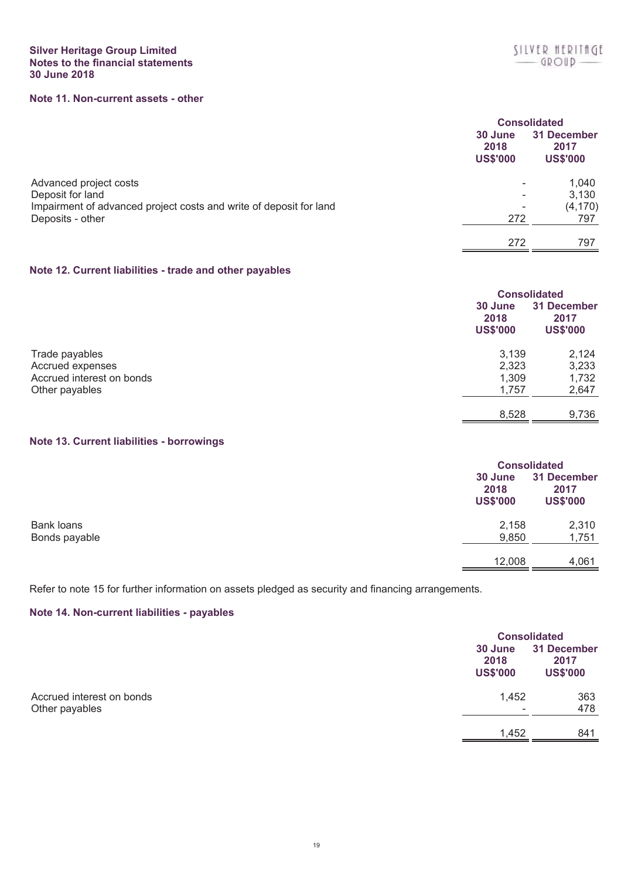## Note 11. Non-current assets - other

| | Consolidated | |
|---|---|---|
| | 30 June 2018 US$'000 | 31 December 2017 US$'000 |
| Advanced project costs | - | 1,040 |
| Deposit for land | - | 3,130 |
| Impairment of advanced project costs and write of deposit for land | - | (4,170) |
| Deposits - other | 272 | 797 |
| | 272 | 797 |

## Note 12. Current liabilities - trade and other payables

| | Consolidated | |
|---|---|---|
| | 30 June 2018 US$'000 | 31 December 2017 US$'000 |
| Trade payables | 3,139 | 2,124 |
| Accrued expenses | 2,323 | 3,233 |
| Accrued interest on bonds | 1,309 | 1,732 |
| Other payables | 1,757 | 2,647 |
| | 8,528 | 9,736 |

## Note 13. Current liabilities - borrowings

| | Consolidated | |
|---|---|---|
| | 30 June 2018 US$'000 | 31 December 2017 US$'000 |
| Bank loans | 2,158 | 2,310 |
| Bonds payable | 9,850 | 1,751 |
| | 12,008 | 4,061 |

Refer to note 15 for further information on assets pledged as security and financing arrangements.

## Note 14. Non-current liabilities - payables

| | Consolidated | |
|---|---|---|
| | 30 June 2018 US$'000 | 31 December 2017 US$'000 |
| Accrued interest on bonds | 1,452 | 363 |
| Other payables | - | 478 |
| | 1,452 | 841 |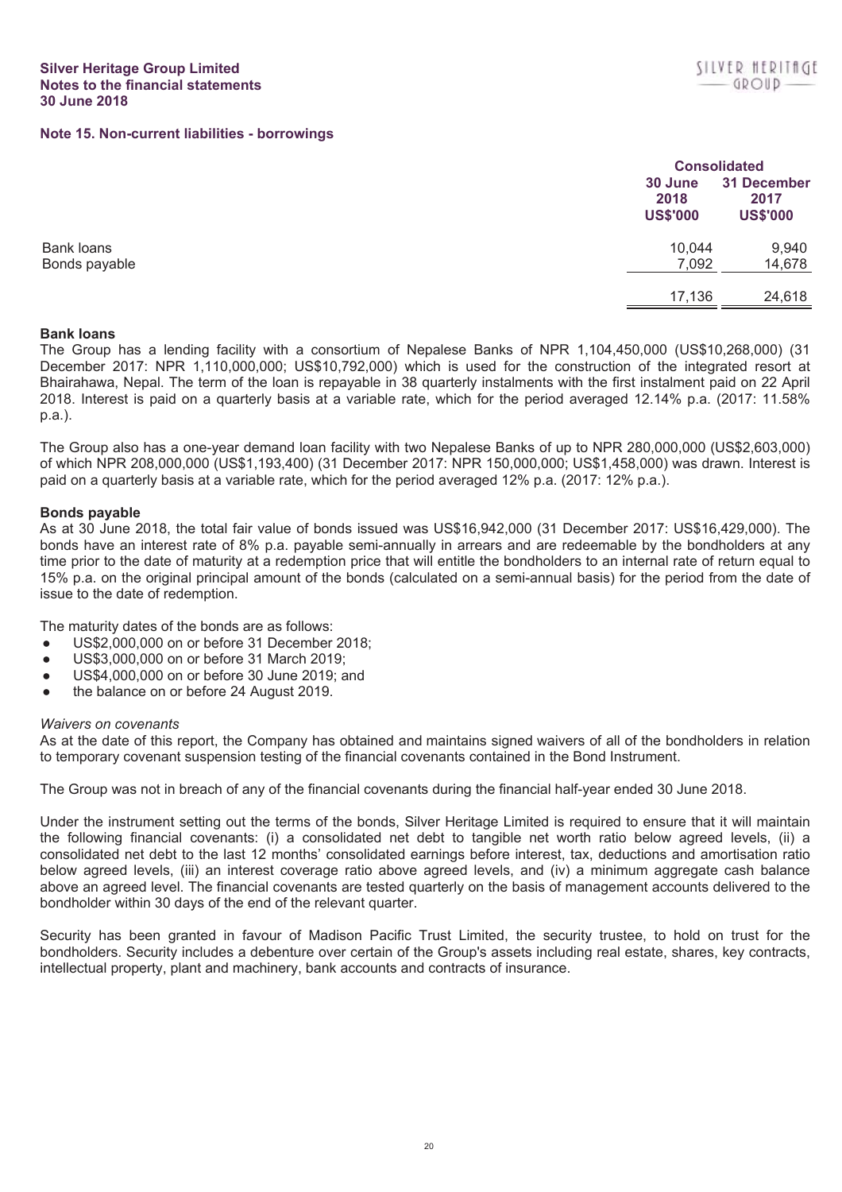## Note 15. Non-current liabilities - borrowings

| | Consolidated | |
|---|---|---|
| | 30 June 2018 US$'000 | 31 December 2017 US$'000 |
| Bank loans | 10,044 | 9,940 |
| Bonds payable | 7,092 | 14,678 |
| | 17,136 | 24,618 |

**Bank loans**

The Group has a lending facility with a consortium of Nepalese Banks of NPR 1,104,450,000 (US$10,268,000) (31 December 2017: NPR 1,110,000,000; US$10,792,000) which is used for the construction of the integrated resort at Bhairahawa, Nepal. The term of the loan is repayable in 38 quarterly instalments with the first instalment paid on 22 April 2018. Interest is paid on a quarterly basis at a variable rate, which for the period averaged 12.14% p.a. (2017: 11.58% p.a.).

The Group also has a one-year demand loan facility with two Nepalese Banks of up to NPR 280,000,000 (US$2,603,000) of which NPR 208,000,000 (US$1,193,400) (31 December 2017: NPR 150,000,000; US$1,458,000) was drawn. Interest is paid on a quarterly basis at a variable rate, which for the period averaged 12% p.a. (2017: 12% p.a.).

**Bonds payable**

As at 30 June 2018, the total fair value of bonds issued was US$16,942,000 (31 December 2017: US$16,429,000). The bonds have an interest rate of 8% p.a. payable semi-annually in arrears and are redeemable by the bondholders at any time prior to the date of maturity at a redemption price that will entitle the bondholders to an internal rate of return equal to 15% p.a. on the original principal amount of the bonds (calculated on a semi-annual basis) for the period from the date of issue to the date of redemption.

The maturity dates of the bonds are as follows:

- US$2,000,000 on or before 31 December 2018;
- US$3,000,000 on or before 31 March 2019;
- US$4,000,000 on or before 30 June 2019; and
- the balance on or before 24 August 2019.

*Waivers on covenants*

As at the date of this report, the Company has obtained and maintains signed waivers of all of the bondholders in relation to temporary covenant suspension testing of the financial covenants contained in the Bond Instrument.

The Group was not in breach of any of the financial covenants during the financial half-year ended 30 June 2018.

Under the instrument setting out the terms of the bonds, Silver Heritage Limited is required to ensure that it will maintain the following financial covenants: (i) a consolidated net debt to tangible net worth ratio below agreed levels, (ii) a consolidated net debt to the last 12 months' consolidated earnings before interest, tax, deductions and amortisation ratio below agreed levels, (iii) an interest coverage ratio above agreed levels, and (iv) a minimum aggregate cash balance above an agreed level. The financial covenants are tested quarterly on the basis of management accounts delivered to the bondholder within 30 days of the end of the relevant quarter.

Security has been granted in favour of Madison Pacific Trust Limited, the security trustee, to hold on trust for the bondholders. Security includes a debenture over certain of the Group's assets including real estate, shares, key contracts, intellectual property, plant and machinery, bank accounts and contracts of insurance.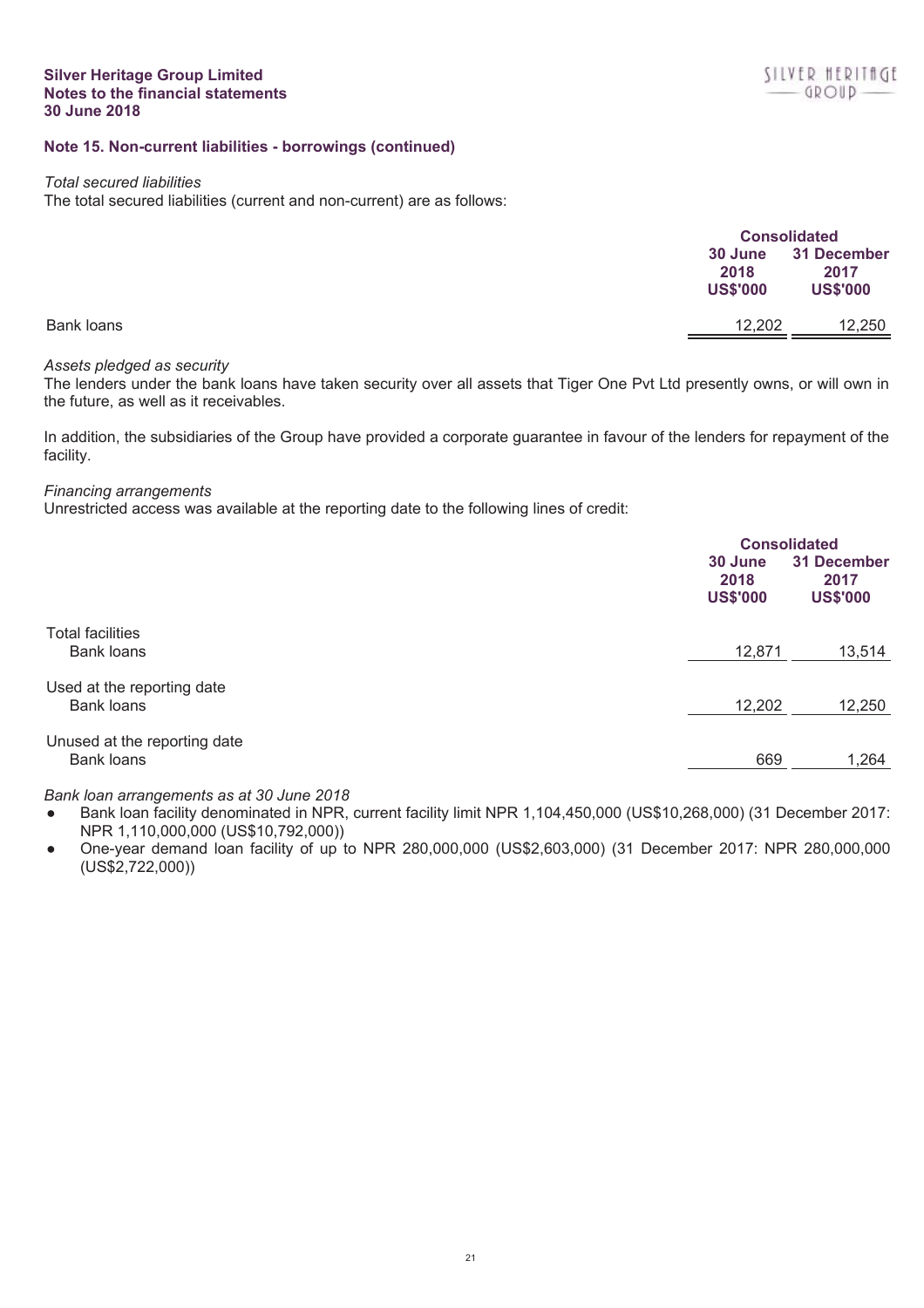## Note 15. Non-current liabilities - borrowings (continued)

*Total secured liabilities*
The total secured liabilities (current and non-current) are as follows:

| | Consolidated | |
|---|---|---|
| | 30 June 2018 US$'000 | 31 December 2017 US$'000 |
| Bank loans | 12,202 | 12,250 |

*Assets pledged as security*
The lenders under the bank loans have taken security over all assets that Tiger One Pvt Ltd presently owns, or will own in the future, as well as it receivables.

In addition, the subsidiaries of the Group have provided a corporate guarantee in favour of the lenders for repayment of the facility.

*Financing arrangements*
Unrestricted access was available at the reporting date to the following lines of credit:

| | Consolidated | |
|---|---|---|
| | 30 June 2018 US$'000 | 31 December 2017 US$'000 |
| Total facilities | | |
| Bank loans | 12,871 | 13,514 |
| Used at the reporting date | | |
| Bank loans | 12,202 | 12,250 |
| Unused at the reporting date | | |
| Bank loans | 669 | 1,264 |

*Bank loan arrangements as at 30 June 2018*

- Bank loan facility denominated in NPR, current facility limit NPR 1,104,450,000 (US$10,268,000) (31 December 2017: NPR 1,110,000,000 (US$10,792,000))
- One-year demand loan facility of up to NPR 280,000,000 (US$2,603,000) (31 December 2017: NPR 280,000,000 (US$2,722,000))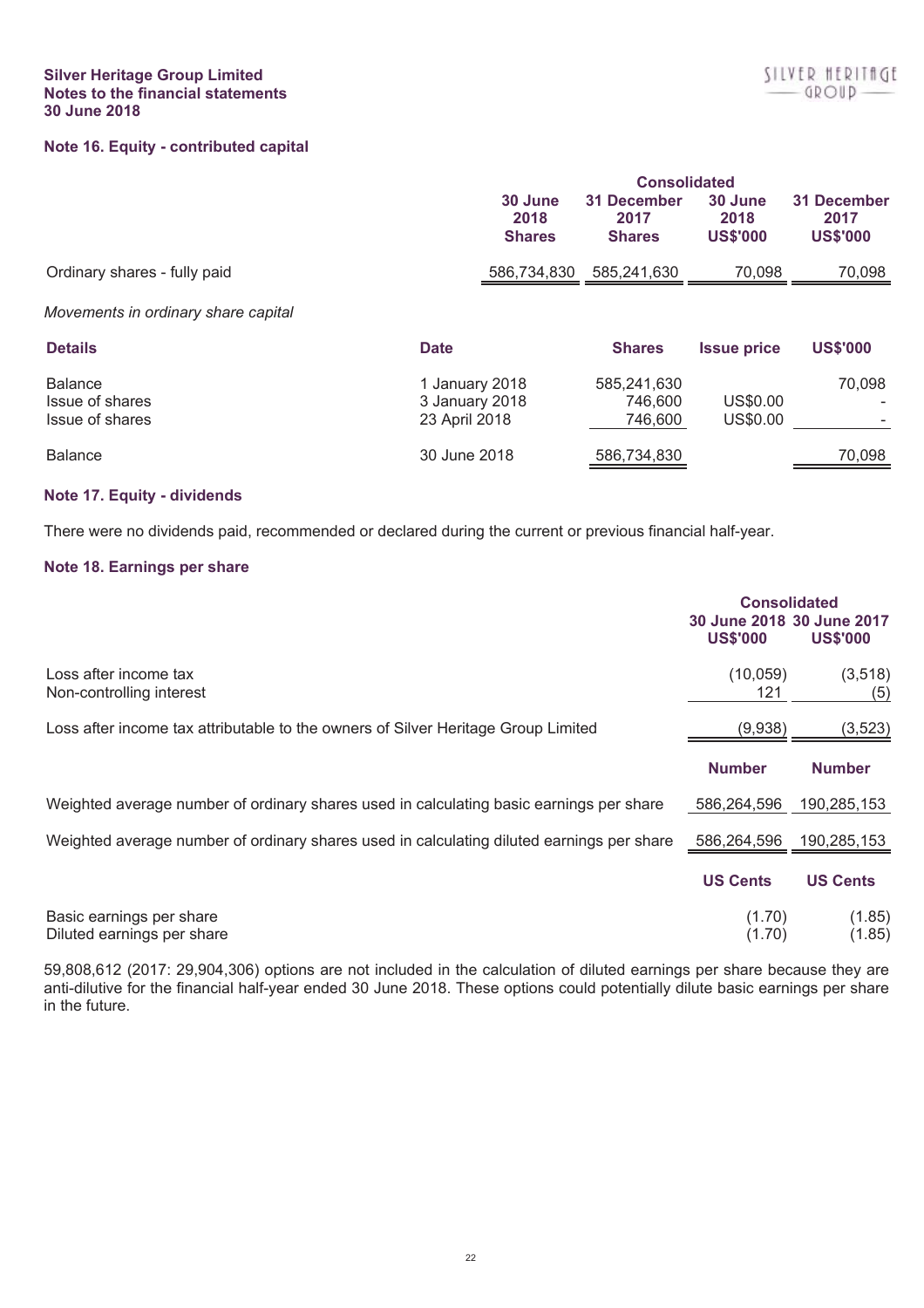## Note 16. Equity - contributed capital

| | Consolidated | | | |
|---|---|---|---|---|
| | 30 June 2018 Shares | 31 December 2017 Shares | 30 June 2018 US$'000 | 31 December 2017 US$'000 |
| Ordinary shares - fully paid | 586,734,830 | 585,241,630 | 70,098 | 70,098 |

*Movements in ordinary share capital*

| Details | Date | Shares | Issue price | US$'000 |
|---|---|---|---|---|
| Balance | 1 January 2018 | 585,241,630 | | 70,098 |
| Issue of shares | 3 January 2018 | 746,600 | US$0.00 | - |
| Issue of shares | 23 April 2018 | 746,600 | US$0.00 | - |
| Balance | 30 June 2018 | 586,734,830 | | 70,098 |

## Note 17. Equity - dividends

There were no dividends paid, recommended or declared during the current or previous financial half-year.

## Note 18. Earnings per share

| | Consolidated | |
|---|---|---|
| | 30 June 2018 US$'000 | 30 June 2017 US$'000 |
| Loss after income tax | (10,059) | (3,518) |
| Non-controlling interest | 121 | (5) |
| Loss after income tax attributable to the owners of Silver Heritage Group Limited | (9,938) | (3,523) |
| | **Number** | **Number** |
| Weighted average number of ordinary shares used in calculating basic earnings per share | 586,264,596 | 190,285,153 |
| Weighted average number of ordinary shares used in calculating diluted earnings per share | 586,264,596 | 190,285,153 |
| | **US Cents** | **US Cents** |
| Basic earnings per share | (1.70) | (1.85) |
| Diluted earnings per share | (1.70) | (1.85) |

59,808,612 (2017: 29,904,306) options are not included in the calculation of diluted earnings per share because they are anti-dilutive for the financial half-year ended 30 June 2018. These options could potentially dilute basic earnings per share in the future.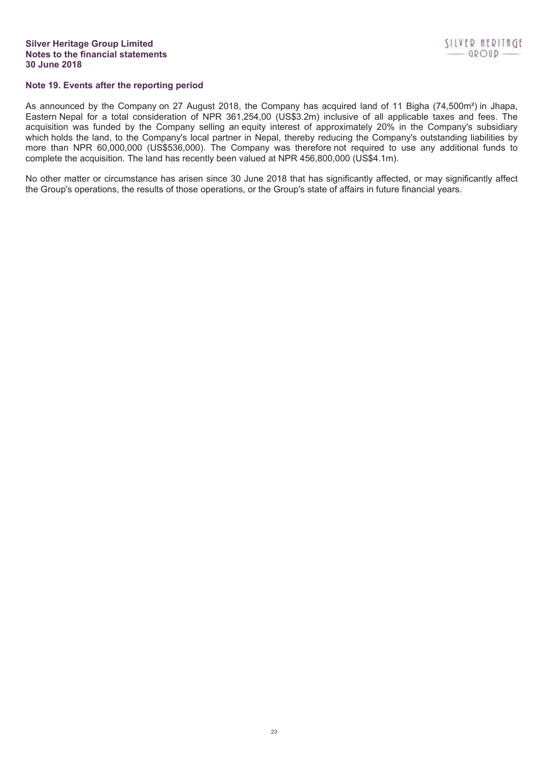## Note 19. Events after the reporting period

As announced by the Company on 27 August 2018, the Company has acquired land of 11 Bigha (74,500m²) in Jhapa, Eastern Nepal for a total consideration of NPR 361,254,00 (US$3.2m) inclusive of all applicable taxes and fees. The acquisition was funded by the Company selling an equity interest of approximately 20% in the Company's subsidiary which holds the land, to the Company's local partner in Nepal, thereby reducing the Company's outstanding liabilities by more than NPR 60,000,000 (US$536,000). The Company was therefore not required to use any additional funds to complete the acquisition. The land has recently been valued at NPR 456,800,000 (US$4.1m).

No other matter or circumstance has arisen since 30 June 2018 that has significantly affected, or may significantly affect the Group's operations, the results of those operations, or the Group's state of affairs in future financial years.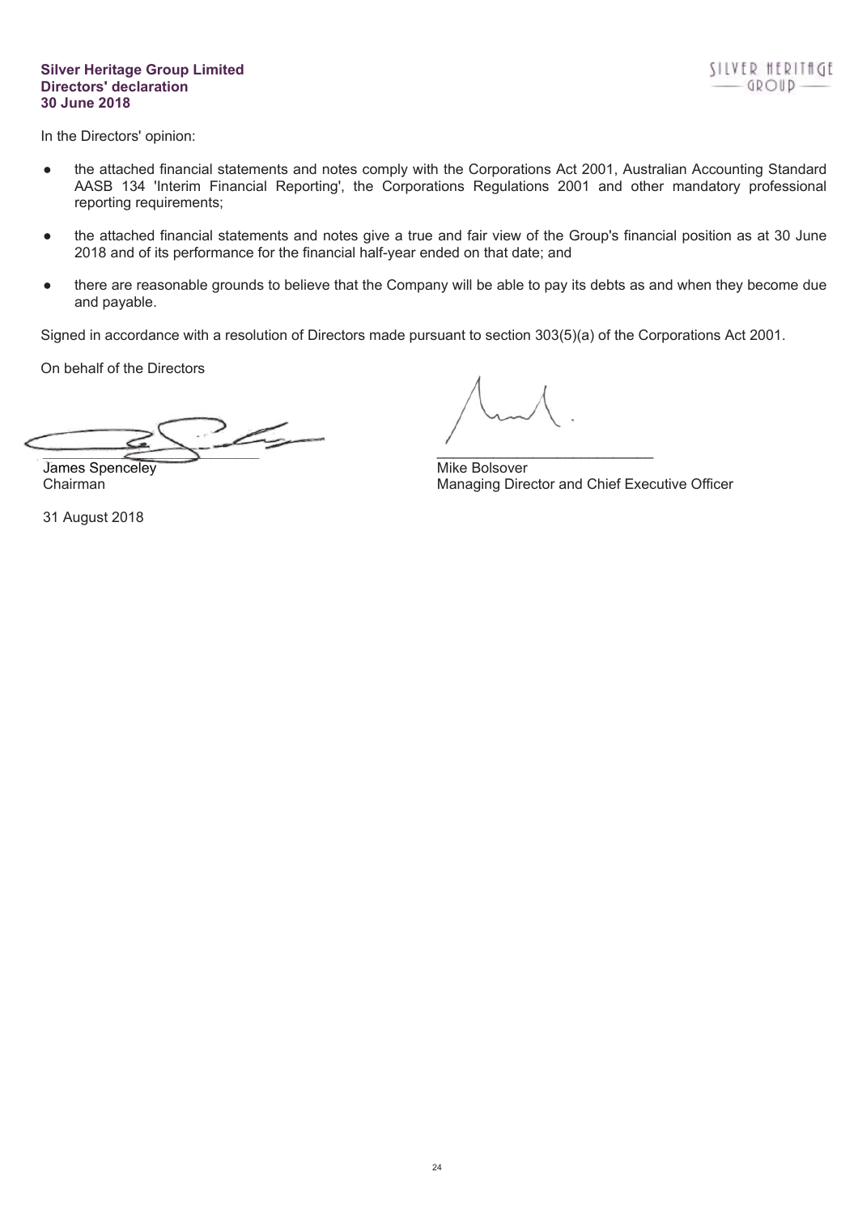**Silver Heritage Group Limited**
**Directors' declaration**
**30 June 2018**

In the Directors' opinion:

- the attached financial statements and notes comply with the Corporations Act 2001, Australian Accounting Standard AASB 134 'Interim Financial Reporting', the Corporations Regulations 2001 and other mandatory professional reporting requirements;

- the attached financial statements and notes give a true and fair view of the Group's financial position as at 30 June 2018 and of its performance for the financial half-year ended on that date; and

- there are reasonable grounds to believe that the Company will be able to pay its debts as and when they become due and payable.

Signed in accordance with a resolution of Directors made pursuant to section 303(5)(a) of the Corporations Act 2001.

On behalf of the Directors

James Spenceley
Chairman

Mike Bolsover
Managing Director and Chief Executive Officer

31 August 2018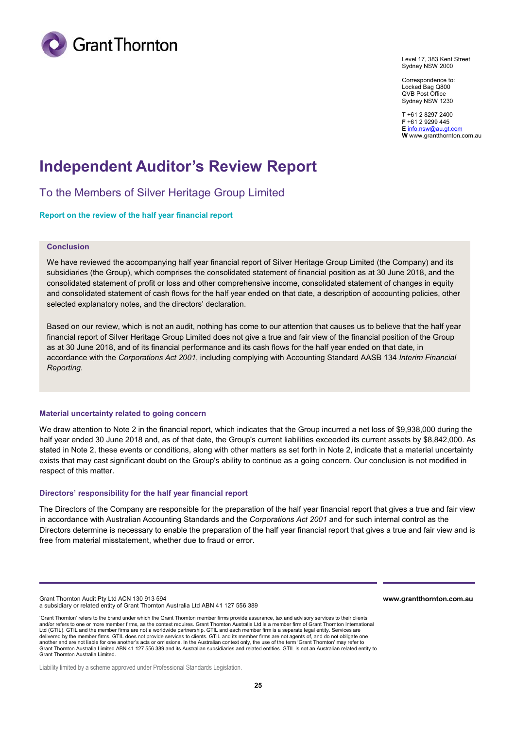Grant Thornton

Level 17, 383 Kent Street
Sydney NSW 2000

Correspondence to:
Locked Bag Q800
QVB Post Office
Sydney NSW 1230

**T** +61 2 8297 2400
**F** +61 2 9299 445
**E** info.nsw@au.gt.com
**W** www.grantthornton.com.au

# Independent Auditor's Review Report

## To the Members of Silver Heritage Group Limited

### Report on the review of the half year financial report

#### Conclusion

We have reviewed the accompanying half year financial report of Silver Heritage Group Limited (the Company) and its subsidiaries (the Group), which comprises the consolidated statement of financial position as at 30 June 2018, and the consolidated statement of profit or loss and other comprehensive income, consolidated statement of changes in equity and consolidated statement of cash flows for the half year ended on that date, a description of accounting policies, other selected explanatory notes, and the directors' declaration.

Based on our review, which is not an audit, nothing has come to our attention that causes us to believe that the half year financial report of Silver Heritage Group Limited does not give a true and fair view of the financial position of the Group as at 30 June 2018, and of its financial performance and its cash flows for the half year ended on that date, in accordance with the *Corporations Act 2001*, including complying with Accounting Standard AASB 134 *Interim Financial Reporting*.

### Material uncertainty related to going concern

We draw attention to Note 2 in the financial report, which indicates that the Group incurred a net loss of $9,938,000 during the half year ended 30 June 2018 and, as of that date, the Group's current liabilities exceeded its current assets by $8,842,000. As stated in Note 2, these events or conditions, along with other matters as set forth in Note 2, indicate that a material uncertainty exists that may cast significant doubt on the Group's ability to continue as a going concern. Our conclusion is not modified in respect of this matter.

### Directors' responsibility for the half year financial report

The Directors of the Company are responsible for the preparation of the half year financial report that gives a true and fair view in accordance with Australian Accounting Standards and the *Corporations Act 2001* and for such internal control as the Directors determine is necessary to enable the preparation of the half year financial report that gives a true and fair view and is free from material misstatement, whether due to fraud or error.

Grant Thornton Audit Pty Ltd ACN 130 913 594
a subsidiary or related entity of Grant Thornton Australia Ltd ABN 41 127 556 389

www.grantthornton.com.au

'Grant Thornton' refers to the brand under which the Grant Thornton member firms provide assurance, tax and advisory services to their clients and/or refers to one or more member firms, as the context requires. Grant Thornton Australia Ltd is a member firm of Grant Thornton International Ltd (GTIL). GTIL and the member firms are not a worldwide partnership. GTIL and each member firm is a separate legal entity. Services are delivered by the member firms. GTIL does not provide services to clients. GTIL and its member firms are not agents of, and do not obligate one another and are not liable for one another's acts or omissions. In the Australian context only, the use of the term 'Grant Thornton' may refer to Grant Thornton Australia Limited ABN 41 127 556 389 and its Australian subsidiaries and related entities. GTIL is not an Australian related entity to Grant Thornton Australia Limited.

Liability limited by a scheme approved under Professional Standards Legislation.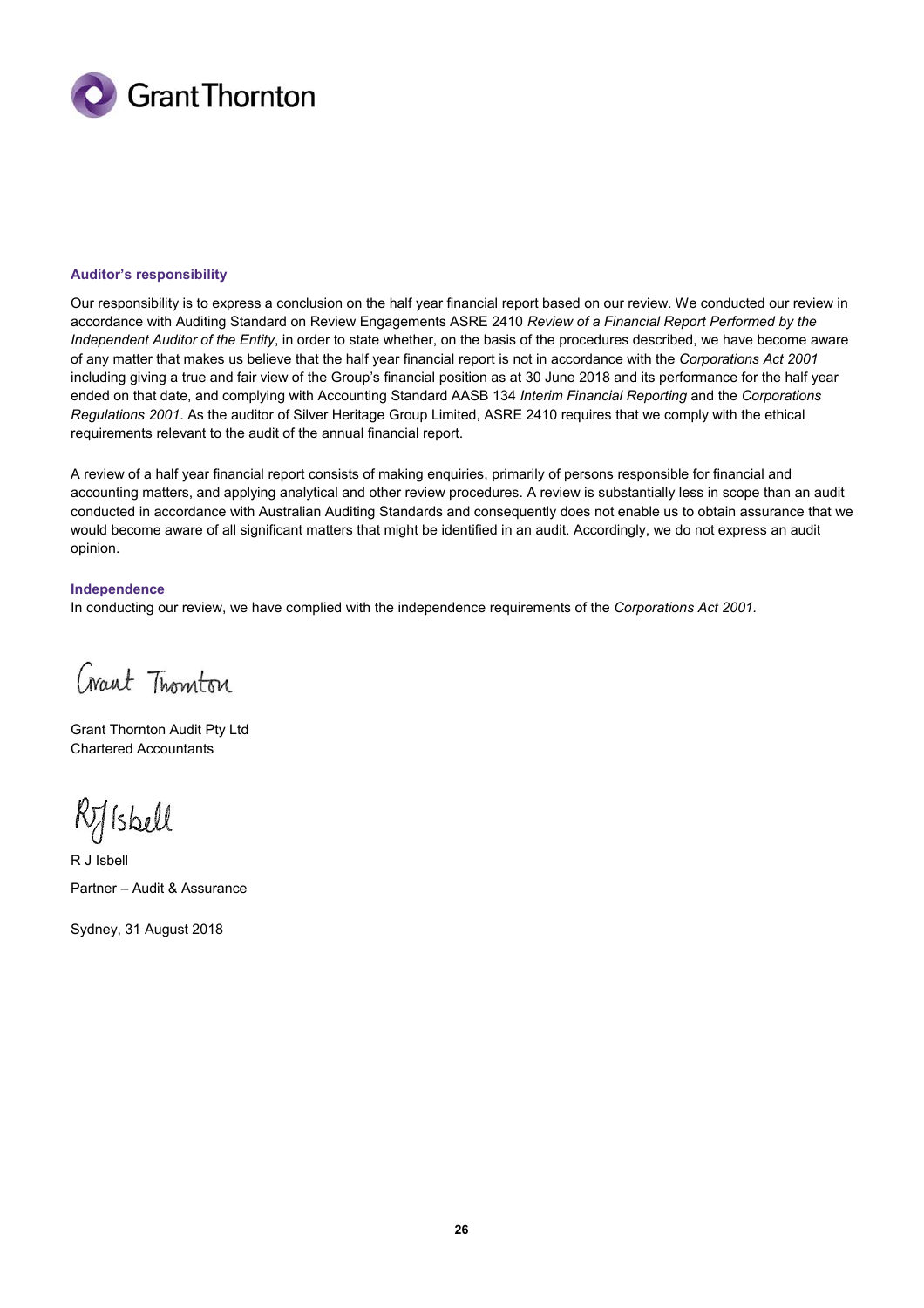### Auditor's responsibility

Our responsibility is to express a conclusion on the half year financial report based on our review. We conducted our review in accordance with Auditing Standard on Review Engagements ASRE 2410 *Review of a Financial Report Performed by the Independent Auditor of the Entity*, in order to state whether, on the basis of the procedures described, we have become aware of any matter that makes us believe that the half year financial report is not in accordance with the *Corporations Act 2001* including giving a true and fair view of the Group's financial position as at 30 June 2018 and its performance for the half year ended on that date, and complying with Accounting Standard AASB 134 *Interim Financial Reporting* and the *Corporations Regulations 2001*. As the auditor of Silver Heritage Group Limited, ASRE 2410 requires that we comply with the ethical requirements relevant to the audit of the annual financial report.

A review of a half year financial report consists of making enquiries, primarily of persons responsible for financial and accounting matters, and applying analytical and other review procedures. A review is substantially less in scope than an audit conducted in accordance with Australian Auditing Standards and consequently does not enable us to obtain assurance that we would become aware of all significant matters that might be identified in an audit. Accordingly, we do not express an audit opinion.

### Independence

In conducting our review, we have complied with the independence requirements of the *Corporations Act 2001*.

Grant Thornton Audit Pty Ltd
Chartered Accountants

R J Isbell
Partner – Audit & Assurance

Sydney, 31 August 2018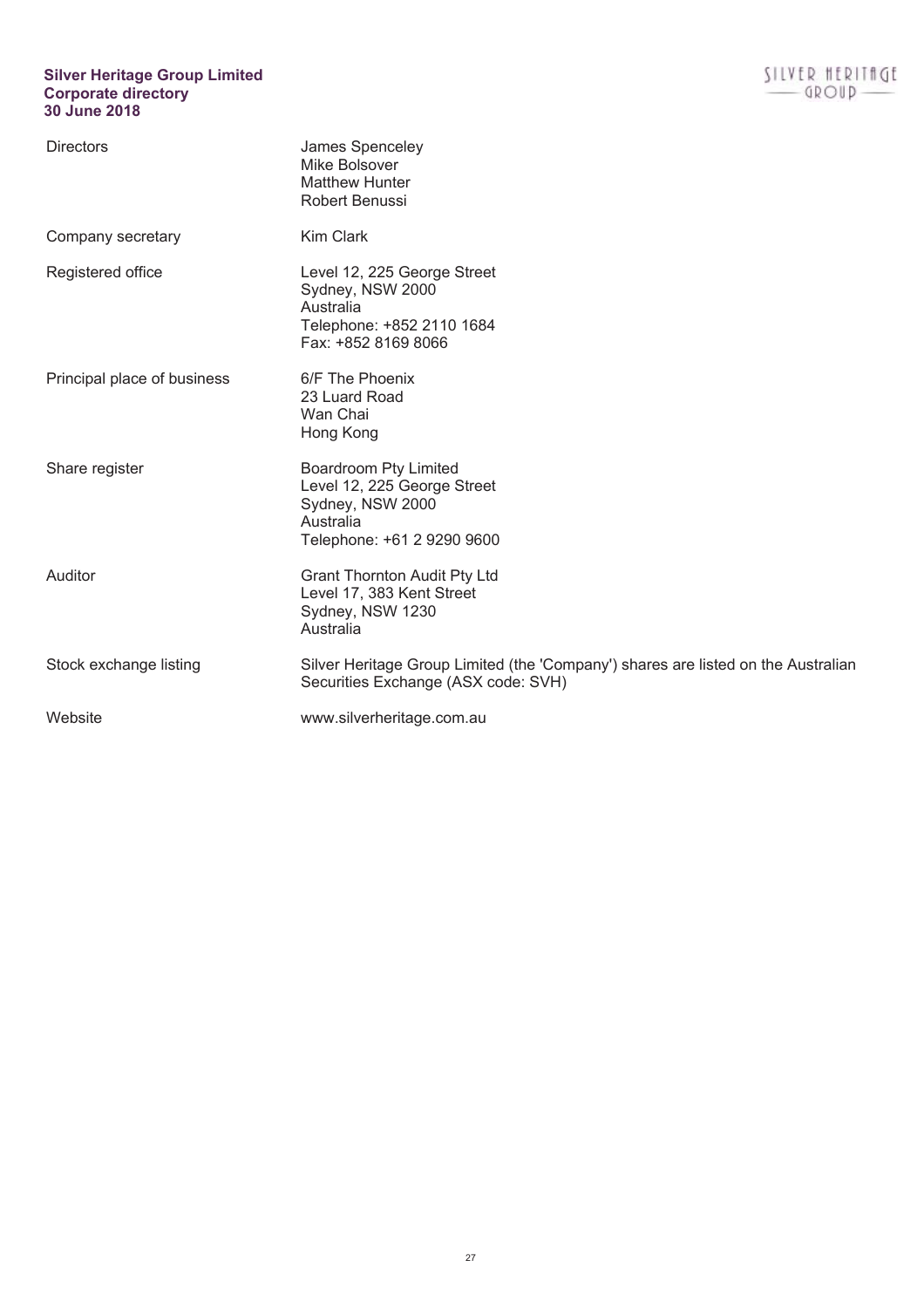**Silver Heritage Group Limited**
**Corporate directory**
**30 June 2018**

| | |
|---|---|
| Directors | James Spenceley<br>Mike Bolsover<br>Matthew Hunter<br>Robert Benussi |
| Company secretary | Kim Clark |
| Registered office | Level 12, 225 George Street<br>Sydney, NSW 2000<br>Australia<br>Telephone: +852 2110 1684<br>Fax: +852 8169 8066 |
| Principal place of business | 6/F The Phoenix<br>23 Luard Road<br>Wan Chai<br>Hong Kong |
| Share register | Boardroom Pty Limited<br>Level 12, 225 George Street<br>Sydney, NSW 2000<br>Australia<br>Telephone: +61 2 9290 9600 |
| Auditor | Grant Thornton Audit Pty Ltd<br>Level 17, 383 Kent Street<br>Sydney, NSW 1230<br>Australia |
| Stock exchange listing | Silver Heritage Group Limited (the 'Company') shares are listed on the Australian Securities Exchange (ASX code: SVH) |
| Website | www.silverheritage.com.au |